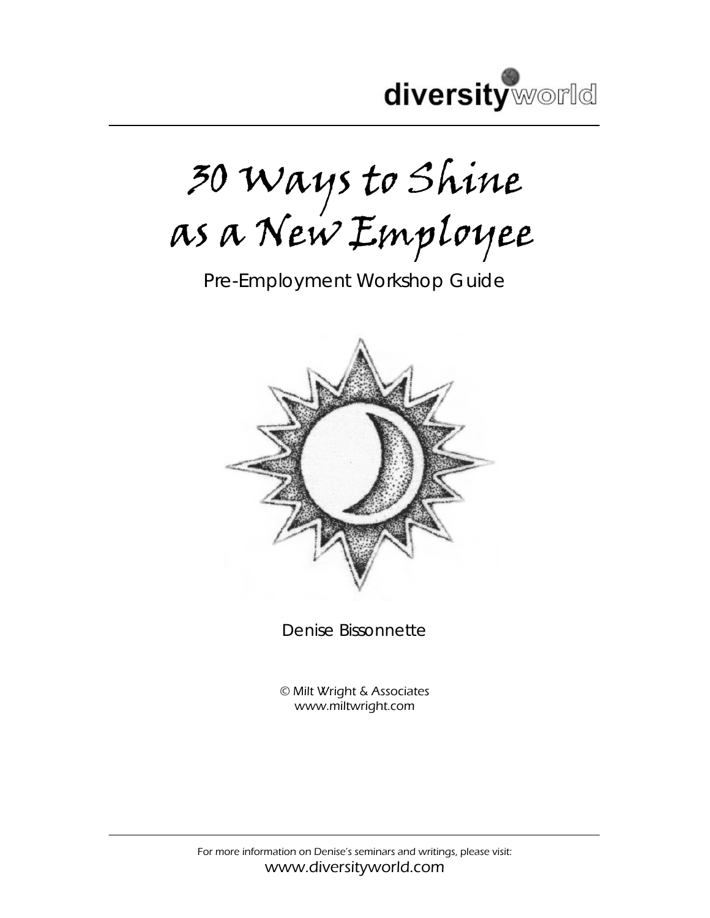diversityworld

# 30 Ways to Shine as a New Employee

## Pre-Employment Workshop Guide

Denise Bissonnette

*© Milt Wright & Associates*
*www.miltwright.com*

*For more information on Denise's seminars and writings, please visit:*
www.diversityworld.com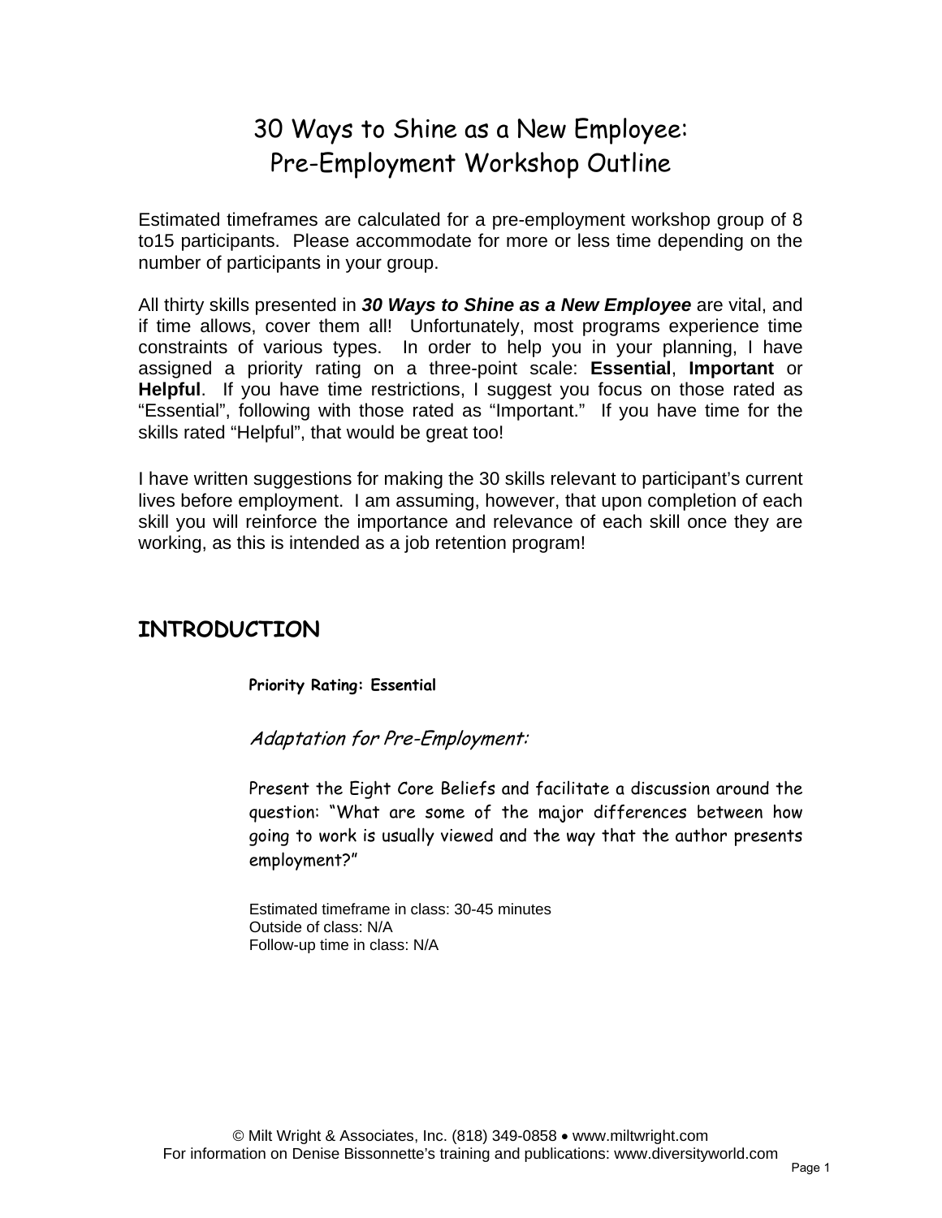# 30 Ways to Shine as a New Employee: Pre-Employment Workshop Outline

Estimated timeframes are calculated for a pre-employment workshop group of 8 to15 participants. Please accommodate for more or less time depending on the number of participants in your group.

All thirty skills presented in ***30 Ways to Shine as a New Employee*** are vital, and if time allows, cover them all! Unfortunately, most programs experience time constraints of various types. In order to help you in your planning, I have assigned a priority rating on a three-point scale: **Essential**, **Important** or **Helpful**. If you have time restrictions, I suggest you focus on those rated as "Essential", following with those rated as "Important." If you have time for the skills rated "Helpful", that would be great too!

I have written suggestions for making the 30 skills relevant to participant's current lives before employment. I am assuming, however, that upon completion of each skill you will reinforce the importance and relevance of each skill once they are working, as this is intended as a job retention program!

## INTRODUCTION

**Priority Rating: Essential**

*Adaptation for Pre-Employment:*

Present the Eight Core Beliefs and facilitate a discussion around the question: "What are some of the major differences between how going to work is usually viewed and the way that the author presents employment?"

Estimated timeframe in class: 30-45 minutes
Outside of class: N/A
Follow-up time in class: N/A

© Milt Wright & Associates, Inc. (818) 349-0858 • www.miltwright.com
For information on Denise Bissonnette's training and publications: www.diversityworld.com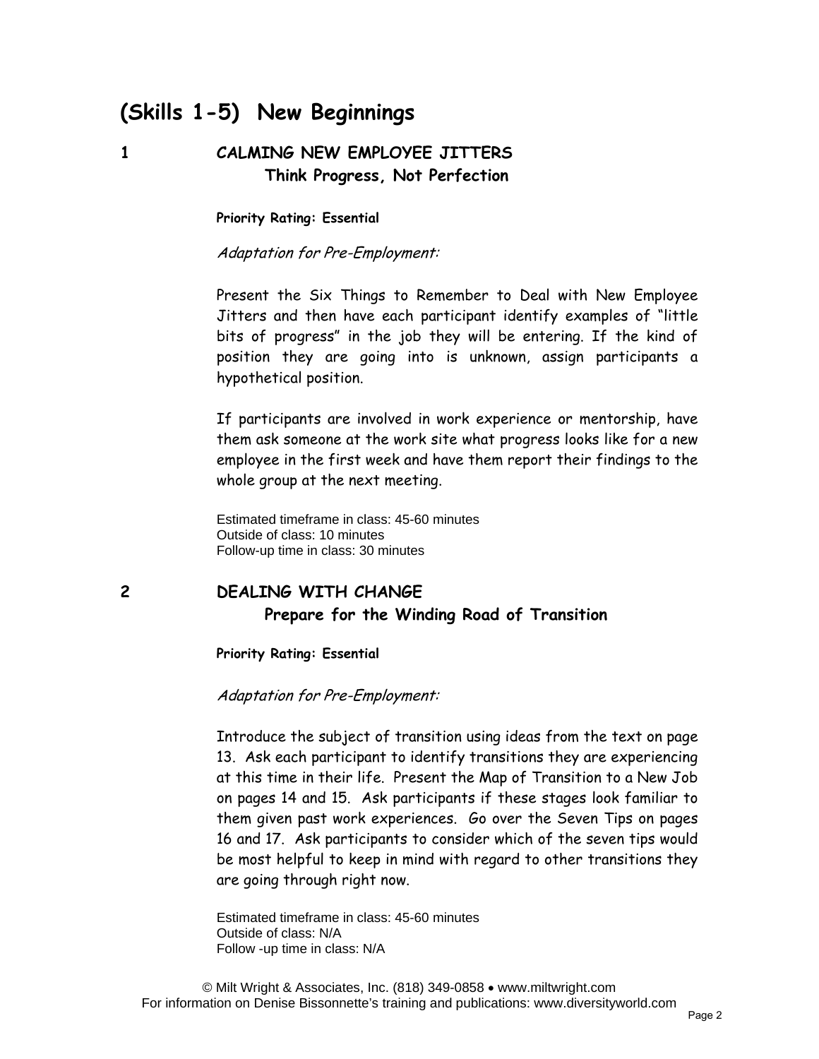# (Skills 1-5) New Beginnings

## 1 CALMING NEW EMPLOYEE JITTERS

### Think Progress, Not Perfection

**Priority Rating: Essential**

*Adaptation for Pre-Employment:*

Present the Six Things to Remember to Deal with New Employee Jitters and then have each participant identify examples of "little bits of progress" in the job they will be entering. If the kind of position they are going into is unknown, assign participants a hypothetical position.

If participants are involved in work experience or mentorship, have them ask someone at the work site what progress looks like for a new employee in the first week and have them report their findings to the whole group at the next meeting.

Estimated timeframe in class: 45-60 minutes
Outside of class: 10 minutes
Follow-up time in class: 30 minutes

## 2 DEALING WITH CHANGE

### Prepare for the Winding Road of Transition

**Priority Rating: Essential**

*Adaptation for Pre-Employment:*

Introduce the subject of transition using ideas from the text on page 13. Ask each participant to identify transitions they are experiencing at this time in their life. Present the Map of Transition to a New Job on pages 14 and 15. Ask participants if these stages look familiar to them given past work experiences. Go over the Seven Tips on pages 16 and 17. Ask participants to consider which of the seven tips would be most helpful to keep in mind with regard to other transitions they are going through right now.

Estimated timeframe in class: 45-60 minutes
Outside of class: N/A
Follow -up time in class: N/A

© Milt Wright & Associates, Inc. (818) 349-0858 • www.miltwright.com
For information on Denise Bissonnette's training and publications: www.diversityworld.com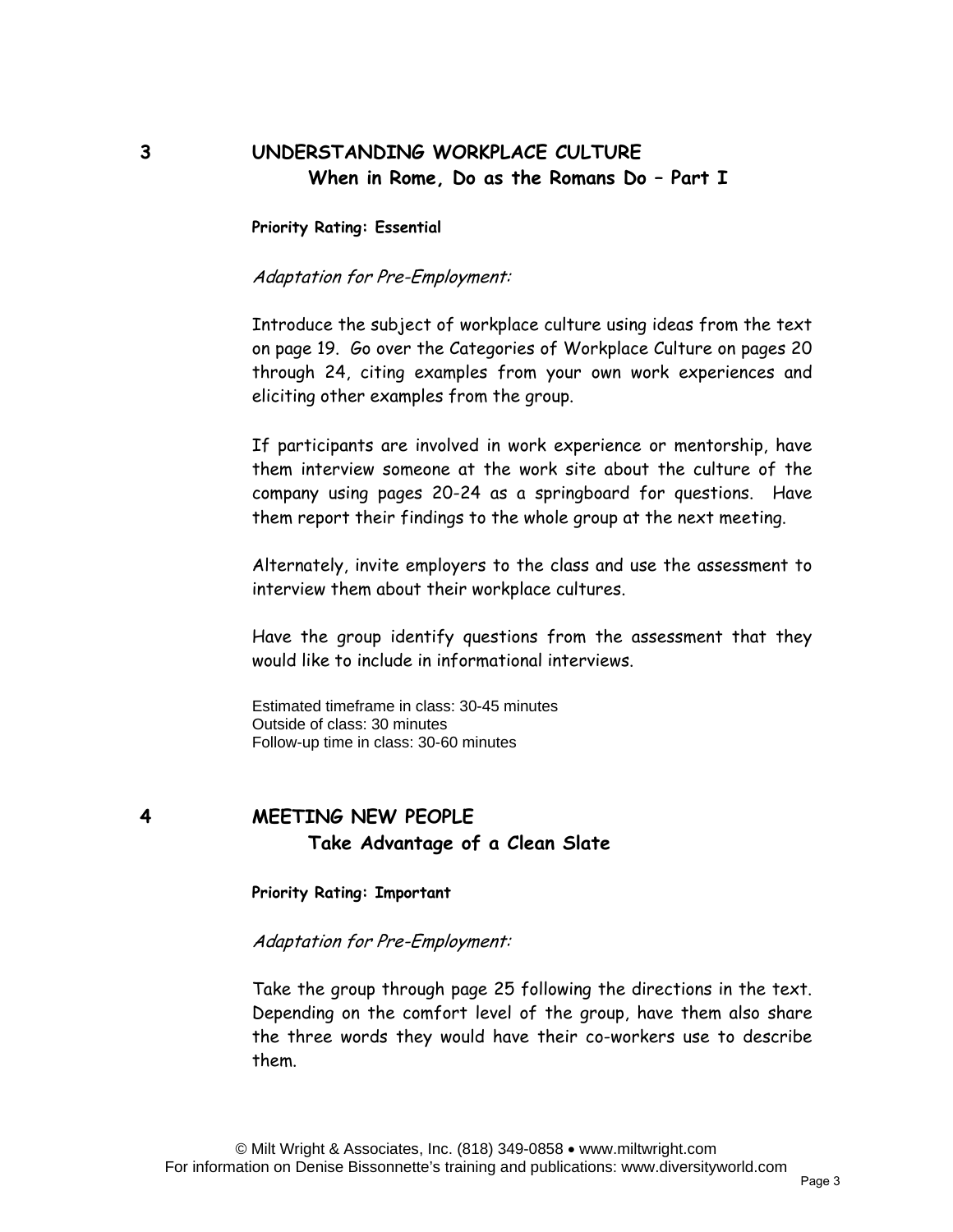## 3 UNDERSTANDING WORKPLACE CULTURE

### When in Rome, Do as the Romans Do – Part I

**Priority Rating: Essential**

*Adaptation for Pre-Employment:*

Introduce the subject of workplace culture using ideas from the text on page 19. Go over the Categories of Workplace Culture on pages 20 through 24, citing examples from your own work experiences and eliciting other examples from the group.

If participants are involved in work experience or mentorship, have them interview someone at the work site about the culture of the company using pages 20-24 as a springboard for questions. Have them report their findings to the whole group at the next meeting.

Alternately, invite employers to the class and use the assessment to interview them about their workplace cultures.

Have the group identify questions from the assessment that they would like to include in informational interviews.

Estimated timeframe in class: 30-45 minutes
Outside of class: 30 minutes
Follow-up time in class: 30-60 minutes

## 4 MEETING NEW PEOPLE

### Take Advantage of a Clean Slate

**Priority Rating: Important**

*Adaptation for Pre-Employment:*

Take the group through page 25 following the directions in the text. Depending on the comfort level of the group, have them also share the three words they would have their co-workers use to describe them.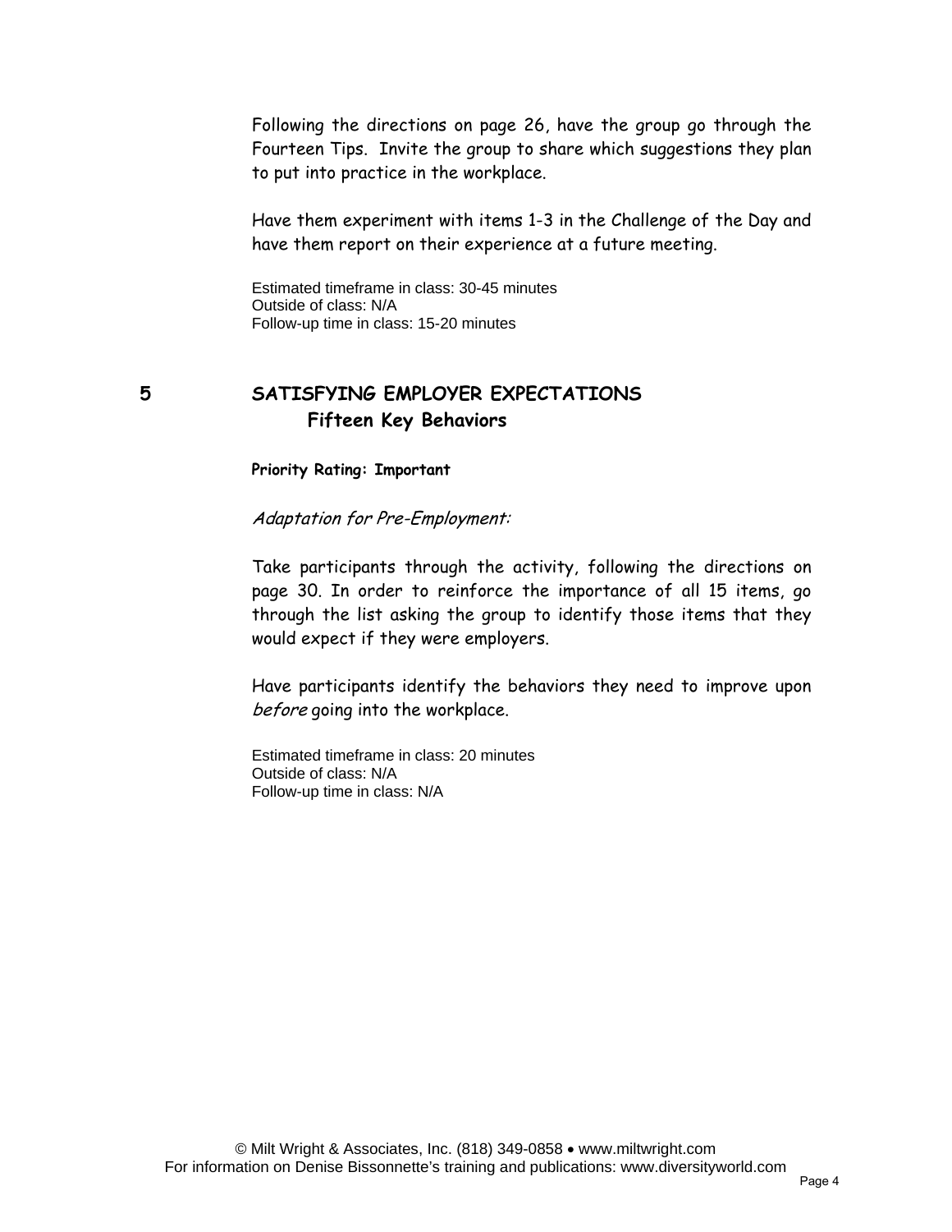Following the directions on page 26, have the group go through the Fourteen Tips. Invite the group to share which suggestions they plan to put into practice in the workplace.

Have them experiment with items 1-3 in the Challenge of the Day and have them report on their experience at a future meeting.

Estimated timeframe in class: 30-45 minutes
Outside of class: N/A
Follow-up time in class: 15-20 minutes

## 5 SATISFYING EMPLOYER EXPECTATIONS

### Fifteen Key Behaviors

**Priority Rating: Important**

*Adaptation for Pre-Employment:*

Take participants through the activity, following the directions on page 30. In order to reinforce the importance of all 15 items, go through the list asking the group to identify those items that they would expect if they were employers.

Have participants identify the behaviors they need to improve upon *before* going into the workplace.

Estimated timeframe in class: 20 minutes
Outside of class: N/A
Follow-up time in class: N/A

© Milt Wright & Associates, Inc. (818) 349-0858 • www.miltwright.com
For information on Denise Bissonnette's training and publications: www.diversityworld.com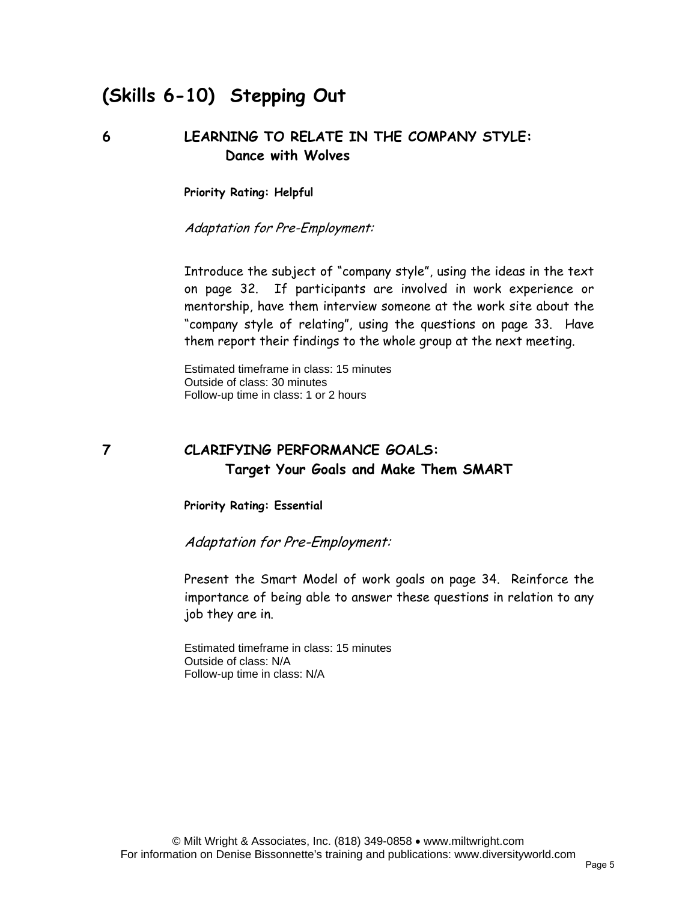# (Skills 6-10) Stepping Out

## 6 LEARNING TO RELATE IN THE COMPANY STYLE: Dance with Wolves

**Priority Rating: Helpful**

*Adaptation for Pre-Employment:*

Introduce the subject of "company style", using the ideas in the text on page 32. If participants are involved in work experience or mentorship, have them interview someone at the work site about the "company style of relating", using the questions on page 33. Have them report their findings to the whole group at the next meeting.

Estimated timeframe in class: 15 minutes
Outside of class: 30 minutes
Follow-up time in class: 1 or 2 hours

## 7 CLARIFYING PERFORMANCE GOALS: Target Your Goals and Make Them SMART

**Priority Rating: Essential**

*Adaptation for Pre-Employment:*

Present the Smart Model of work goals on page 34. Reinforce the importance of being able to answer these questions in relation to any job they are in.

Estimated timeframe in class: 15 minutes
Outside of class: N/A
Follow-up time in class: N/A

© Milt Wright & Associates, Inc. (818) 349-0858 • www.miltwright.com
For information on Denise Bissonnette's training and publications: www.diversityworld.com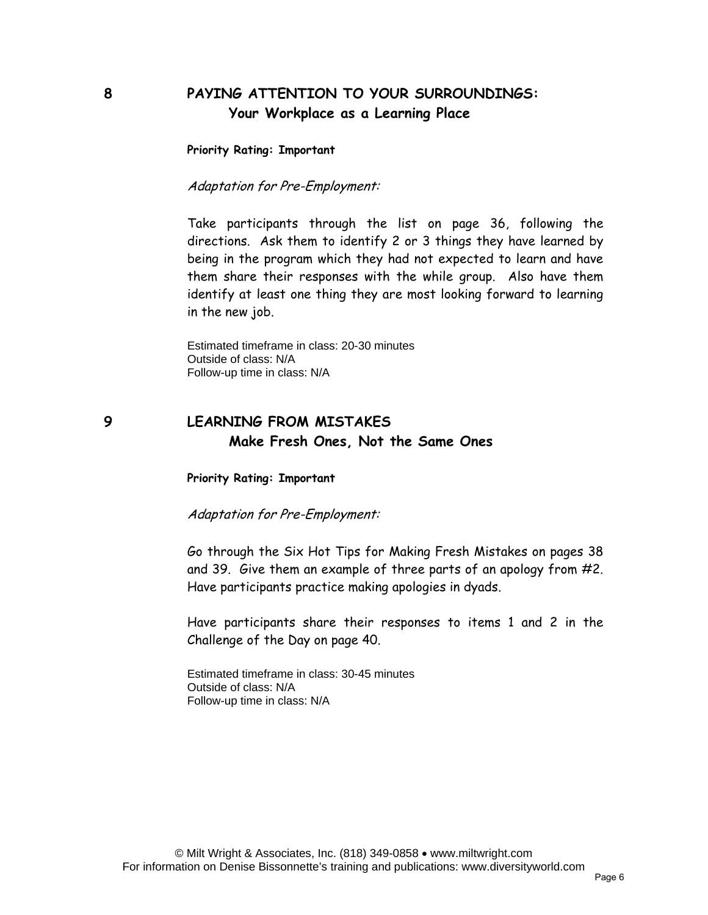## 8 PAYING ATTENTION TO YOUR SURROUNDINGS: Your Workplace as a Learning Place

**Priority Rating: Important**

*Adaptation for Pre-Employment:*

Take participants through the list on page 36, following the directions. Ask them to identify 2 or 3 things they have learned by being in the program which they had not expected to learn and have them share their responses with the while group. Also have them identify at least one thing they are most looking forward to learning in the new job.

Estimated timeframe in class: 20-30 minutes
Outside of class: N/A
Follow-up time in class: N/A

## 9 LEARNING FROM MISTAKES Make Fresh Ones, Not the Same Ones

**Priority Rating: Important**

*Adaptation for Pre-Employment:*

Go through the Six Hot Tips for Making Fresh Mistakes on pages 38 and 39. Give them an example of three parts of an apology from #2. Have participants practice making apologies in dyads.

Have participants share their responses to items 1 and 2 in the Challenge of the Day on page 40.

Estimated timeframe in class: 30-45 minutes
Outside of class: N/A
Follow-up time in class: N/A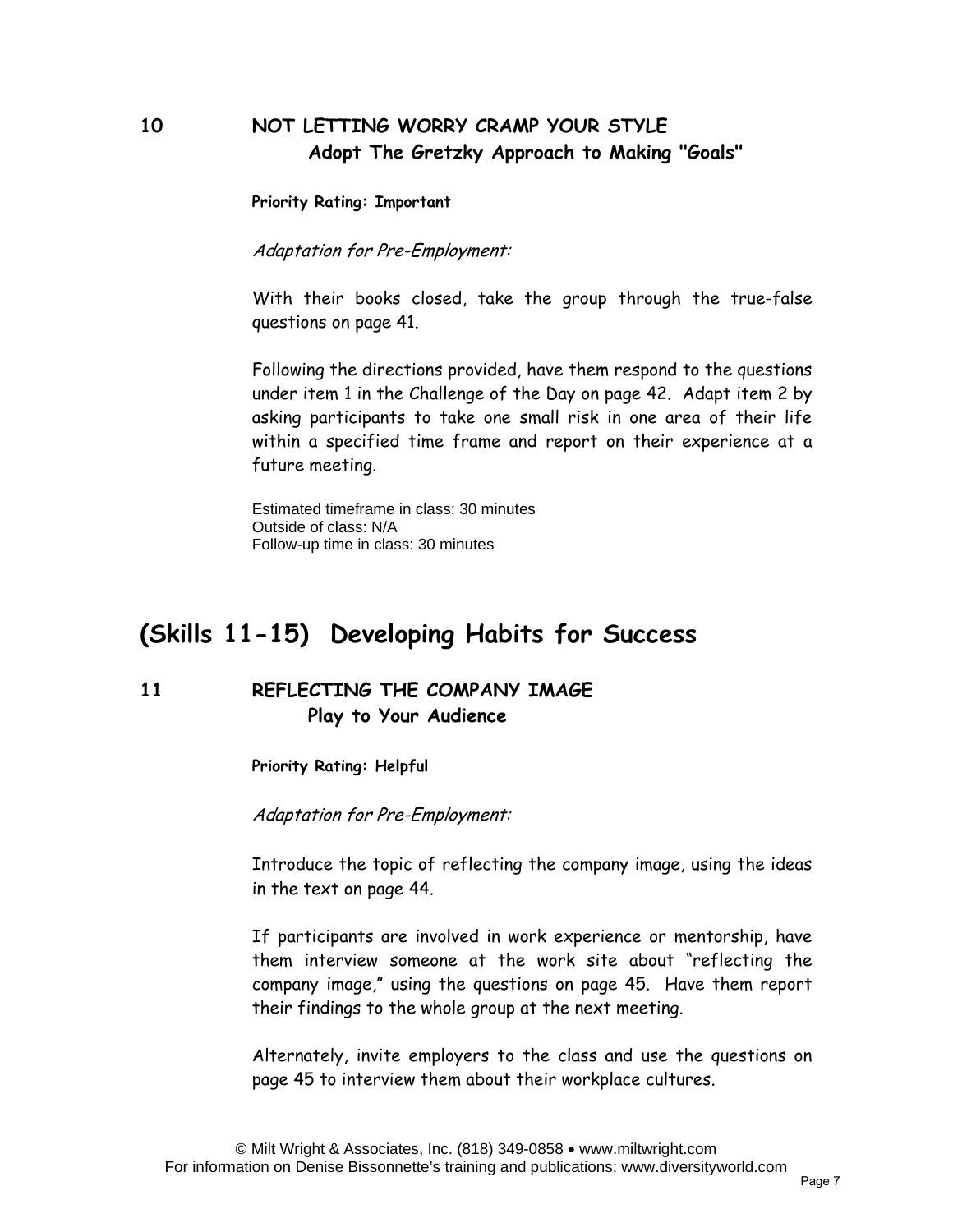### 10 NOT LETTING WORRY CRAMP YOUR STYLE

**Adopt The Gretzky Approach to Making "Goals"**

**Priority Rating: Important**

*Adaptation for Pre-Employment:*

With their books closed, take the group through the true-false questions on page 41.

Following the directions provided, have them respond to the questions under item 1 in the Challenge of the Day on page 42. Adapt item 2 by asking participants to take one small risk in one area of their life within a specified time frame and report on their experience at a future meeting.

Estimated timeframe in class: 30 minutes
Outside of class: N/A
Follow-up time in class: 30 minutes

## (Skills 11-15) Developing Habits for Success

### 11 REFLECTING THE COMPANY IMAGE

**Play to Your Audience**

**Priority Rating: Helpful**

*Adaptation for Pre-Employment:*

Introduce the topic of reflecting the company image, using the ideas in the text on page 44.

If participants are involved in work experience or mentorship, have them interview someone at the work site about "reflecting the company image," using the questions on page 45. Have them report their findings to the whole group at the next meeting.

Alternately, invite employers to the class and use the questions on page 45 to interview them about their workplace cultures.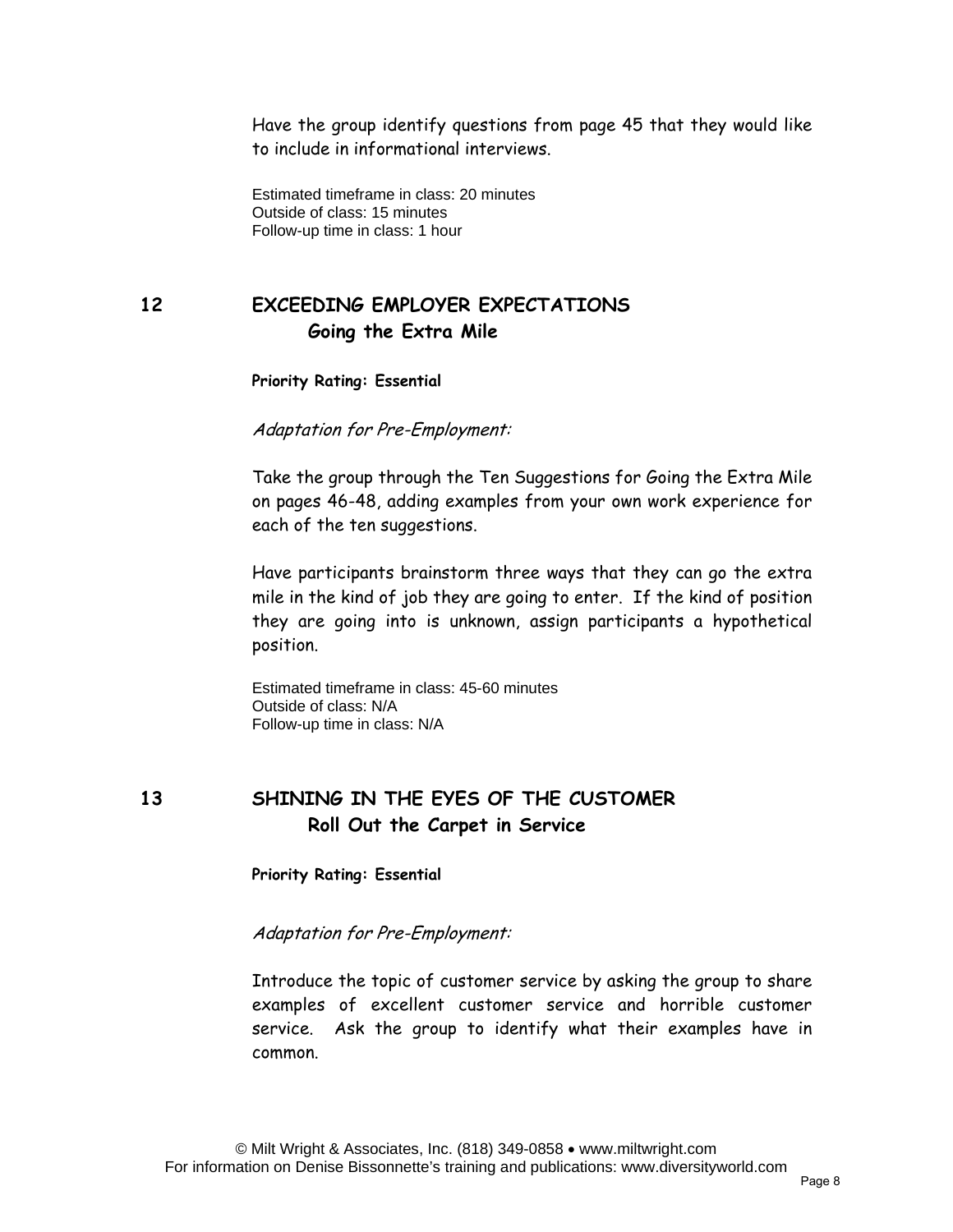Have the group identify questions from page 45 that they would like to include in informational interviews.

Estimated timeframe in class: 20 minutes
Outside of class: 15 minutes
Follow-up time in class: 1 hour

## 12 EXCEEDING EMPLOYER EXPECTATIONS

### Going the Extra Mile

**Priority Rating: Essential**

*Adaptation for Pre-Employment:*

Take the group through the Ten Suggestions for Going the Extra Mile on pages 46-48, adding examples from your own work experience for each of the ten suggestions.

Have participants brainstorm three ways that they can go the extra mile in the kind of job they are going to enter. If the kind of position they are going into is unknown, assign participants a hypothetical position.

Estimated timeframe in class: 45-60 minutes
Outside of class: N/A
Follow-up time in class: N/A

## 13 SHINING IN THE EYES OF THE CUSTOMER

### Roll Out the Carpet in Service

**Priority Rating: Essential**

*Adaptation for Pre-Employment:*

Introduce the topic of customer service by asking the group to share examples of excellent customer service and horrible customer service. Ask the group to identify what their examples have in common.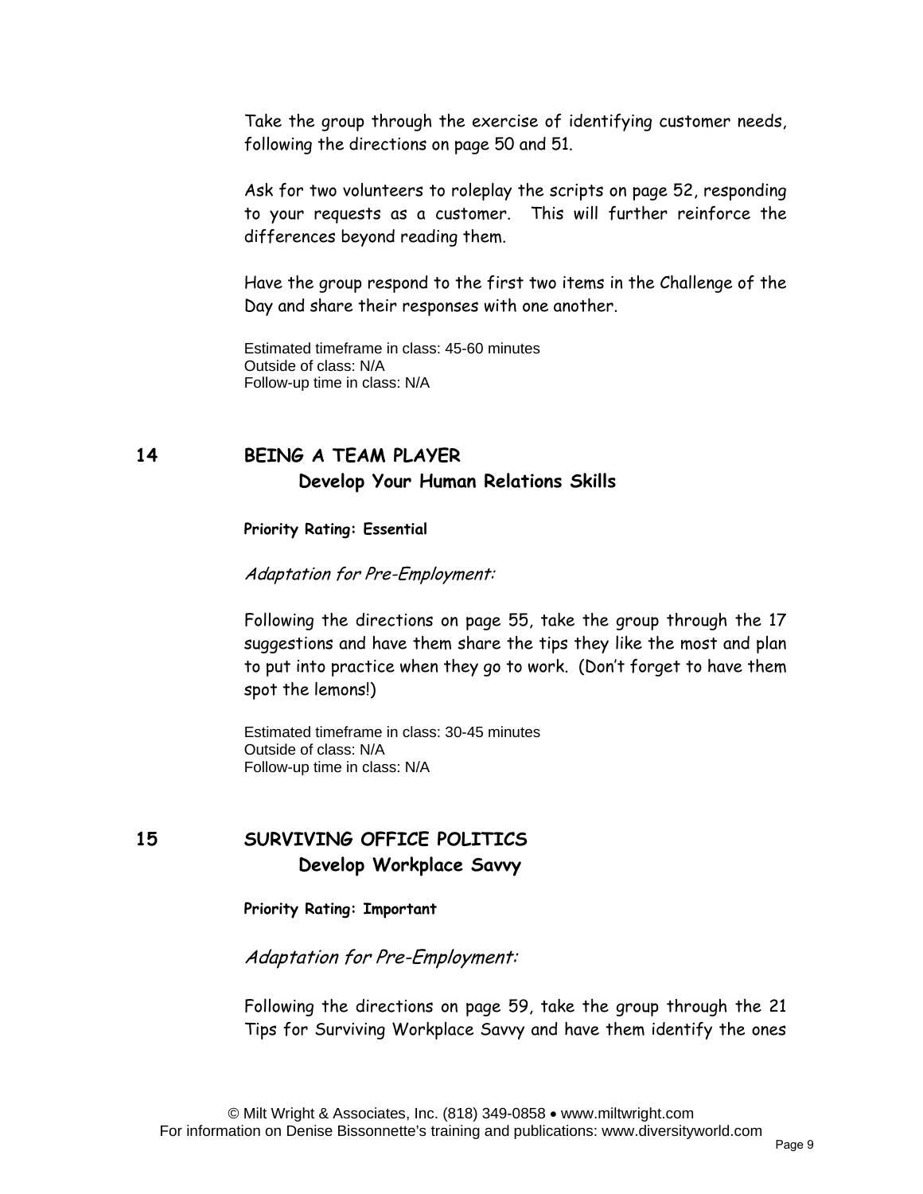Take the group through the exercise of identifying customer needs, following the directions on page 50 and 51.

Ask for two volunteers to roleplay the scripts on page 52, responding to your requests as a customer. This will further reinforce the differences beyond reading them.

Have the group respond to the first two items in the Challenge of the Day and share their responses with one another.

Estimated timeframe in class: 45-60 minutes
Outside of class: N/A
Follow-up time in class: N/A

## 14 BEING A TEAM PLAYER

### Develop Your Human Relations Skills

**Priority Rating: Essential**

*Adaptation for Pre-Employment:*

Following the directions on page 55, take the group through the 17 suggestions and have them share the tips they like the most and plan to put into practice when they go to work. (Don't forget to have them spot the lemons!)

Estimated timeframe in class: 30-45 minutes
Outside of class: N/A
Follow-up time in class: N/A

## 15 SURVIVING OFFICE POLITICS

### Develop Workplace Savvy

**Priority Rating: Important**

*Adaptation for Pre-Employment:*

Following the directions on page 59, take the group through the 21 Tips for Surviving Workplace Savvy and have them identify the ones

© Milt Wright & Associates, Inc. (818) 349-0858 • www.miltwright.com
For information on Denise Bissonnette's training and publications: www.diversityworld.com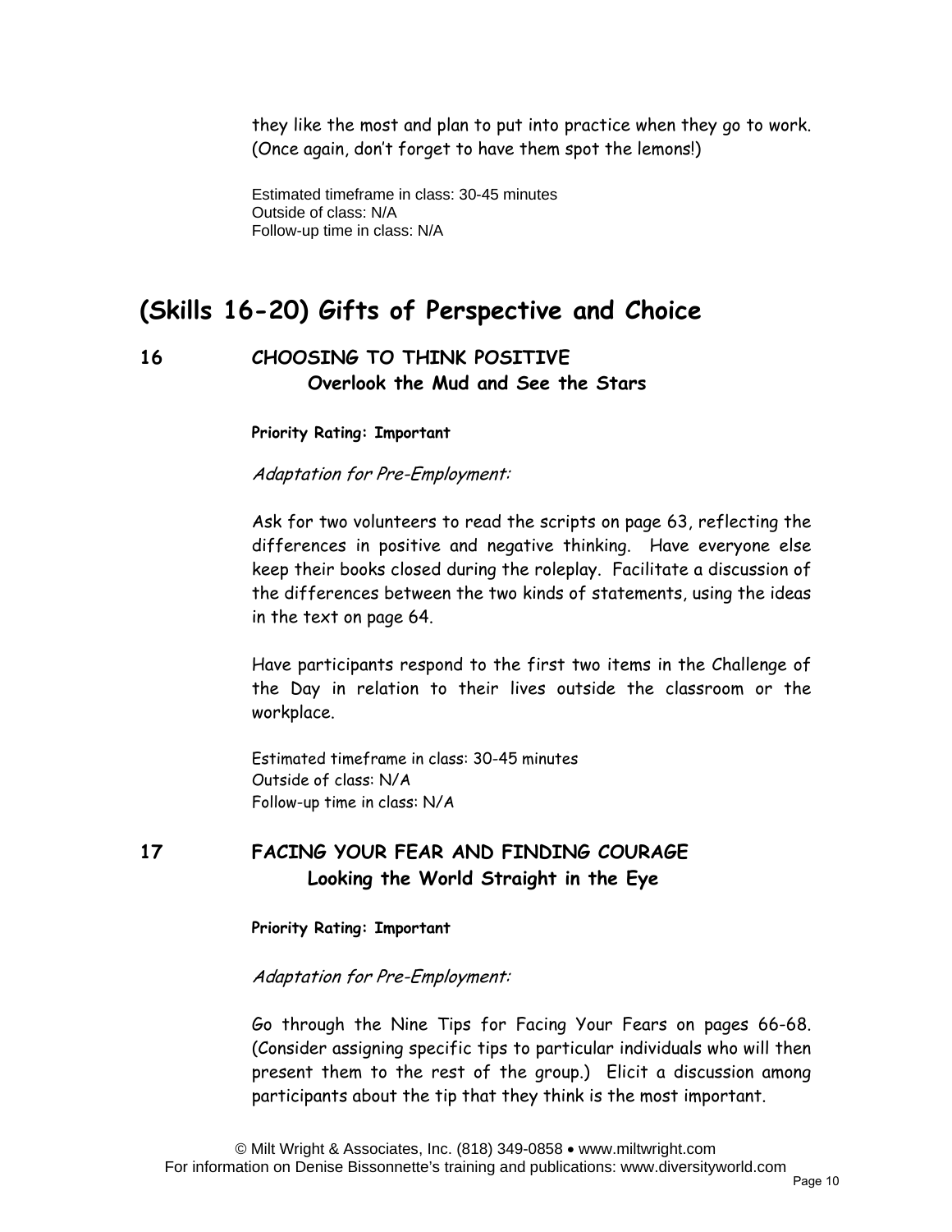they like the most and plan to put into practice when they go to work. (Once again, don't forget to have them spot the lemons!)

Estimated timeframe in class: 30-45 minutes
Outside of class: N/A
Follow-up time in class: N/A

## (Skills 16-20) Gifts of Perspective and Choice

### 16 CHOOSING TO THINK POSITIVE
#### Overlook the Mud and See the Stars

**Priority Rating: Important**

*Adaptation for Pre-Employment:*

Ask for two volunteers to read the scripts on page 63, reflecting the differences in positive and negative thinking. Have everyone else keep their books closed during the roleplay. Facilitate a discussion of the differences between the two kinds of statements, using the ideas in the text on page 64.

Have participants respond to the first two items in the Challenge of the Day in relation to their lives outside the classroom or the workplace.

Estimated timeframe in class: 30-45 minutes
Outside of class: N/A
Follow-up time in class: N/A

### 17 FACING YOUR FEAR AND FINDING COURAGE
#### Looking the World Straight in the Eye

**Priority Rating: Important**

*Adaptation for Pre-Employment:*

Go through the Nine Tips for Facing Your Fears on pages 66-68. (Consider assigning specific tips to particular individuals who will then present them to the rest of the group.) Elicit a discussion among participants about the tip that they think is the most important.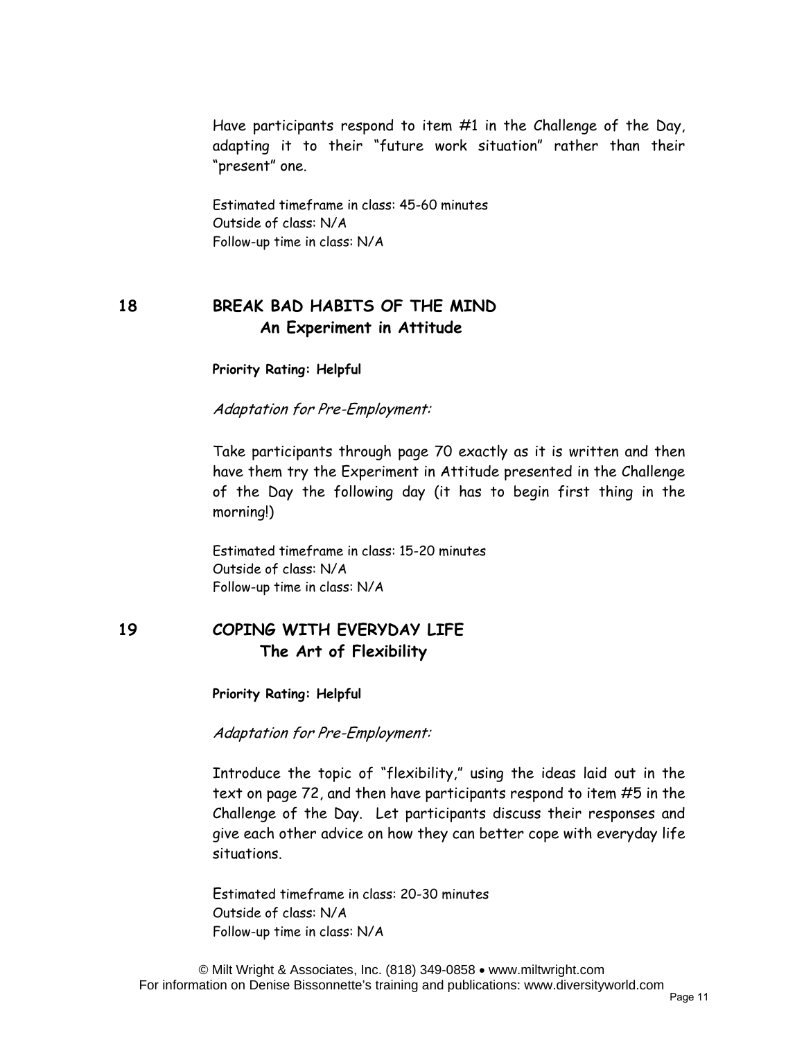Have participants respond to item #1 in the Challenge of the Day, adapting it to their "future work situation" rather than their "present" one.

Estimated timeframe in class: 45-60 minutes
Outside of class: N/A
Follow-up time in class: N/A

## 18 BREAK BAD HABITS OF THE MIND
### An Experiment in Attitude

**Priority Rating: Helpful**

*Adaptation for Pre-Employment:*

Take participants through page 70 exactly as it is written and then have them try the Experiment in Attitude presented in the Challenge of the Day the following day (it has to begin first thing in the morning!)

Estimated timeframe in class: 15-20 minutes
Outside of class: N/A
Follow-up time in class: N/A

## 19 COPING WITH EVERYDAY LIFE
### The Art of Flexibility

**Priority Rating: Helpful**

*Adaptation for Pre-Employment:*

Introduce the topic of "flexibility," using the ideas laid out in the text on page 72, and then have participants respond to item #5 in the Challenge of the Day. Let participants discuss their responses and give each other advice on how they can better cope with everyday life situations.

Estimated timeframe in class: 20-30 minutes
Outside of class: N/A
Follow-up time in class: N/A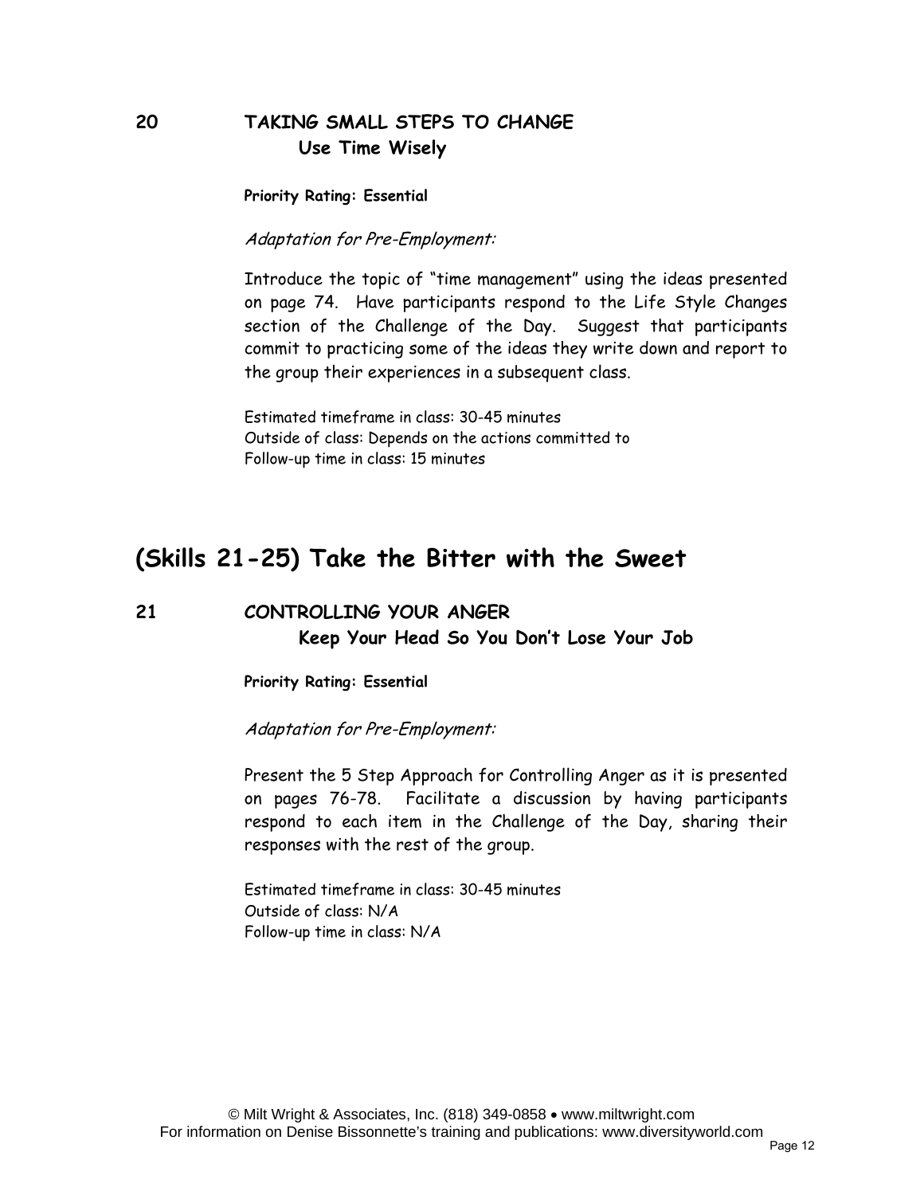### 20 TAKING SMALL STEPS TO CHANGE

**Use Time Wisely**

**Priority Rating: Essential**

*Adaptation for Pre-Employment:*

Introduce the topic of "time management" using the ideas presented on page 74. Have participants respond to the Life Style Changes section of the Challenge of the Day. Suggest that participants commit to practicing some of the ideas they write down and report to the group their experiences in a subsequent class.

Estimated timeframe in class: 30-45 minutes
Outside of class: Depends on the actions committed to
Follow-up time in class: 15 minutes

## (Skills 21-25) Take the Bitter with the Sweet

### 21 CONTROLLING YOUR ANGER

**Keep Your Head So You Don't Lose Your Job**

**Priority Rating: Essential**

*Adaptation for Pre-Employment:*

Present the 5 Step Approach for Controlling Anger as it is presented on pages 76-78. Facilitate a discussion by having participants respond to each item in the Challenge of the Day, sharing their responses with the rest of the group.

Estimated timeframe in class: 30-45 minutes
Outside of class: N/A
Follow-up time in class: N/A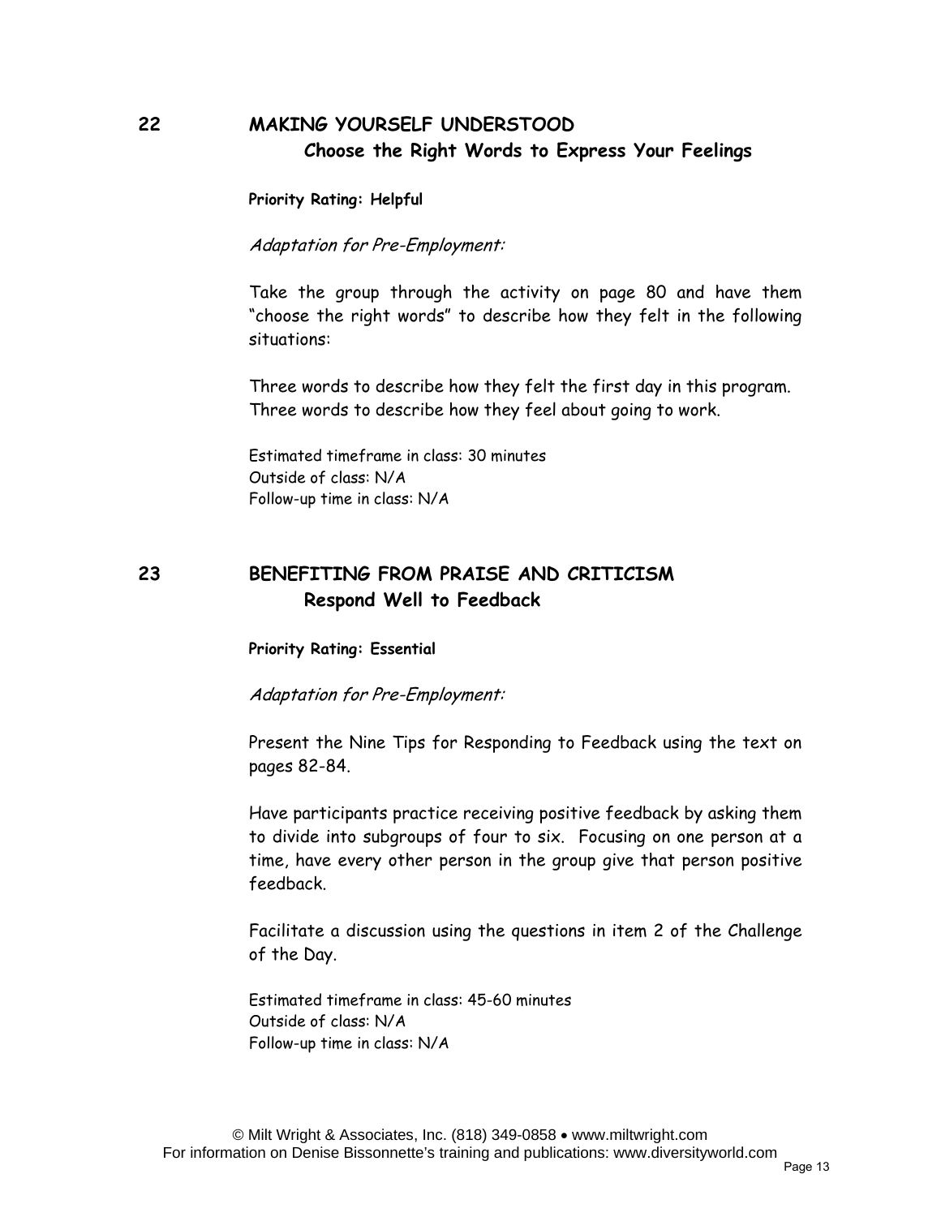## 22 MAKING YOURSELF UNDERSTOOD

### Choose the Right Words to Express Your Feelings

**Priority Rating: Helpful**

*Adaptation for Pre-Employment:*

Take the group through the activity on page 80 and have them "choose the right words" to describe how they felt in the following situations:

Three words to describe how they felt the first day in this program.
Three words to describe how they feel about going to work.

Estimated timeframe in class: 30 minutes
Outside of class: N/A
Follow-up time in class: N/A

## 23 BENEFITING FROM PRAISE AND CRITICISM

### Respond Well to Feedback

**Priority Rating: Essential**

*Adaptation for Pre-Employment:*

Present the Nine Tips for Responding to Feedback using the text on pages 82-84.

Have participants practice receiving positive feedback by asking them to divide into subgroups of four to six. Focusing on one person at a time, have every other person in the group give that person positive feedback.

Facilitate a discussion using the questions in item 2 of the Challenge of the Day.

Estimated timeframe in class: 45-60 minutes
Outside of class: N/A
Follow-up time in class: N/A

© Milt Wright & Associates, Inc. (818) 349-0858 • www.miltwright.com
For information on Denise Bissonnette's training and publications: www.diversityworld.com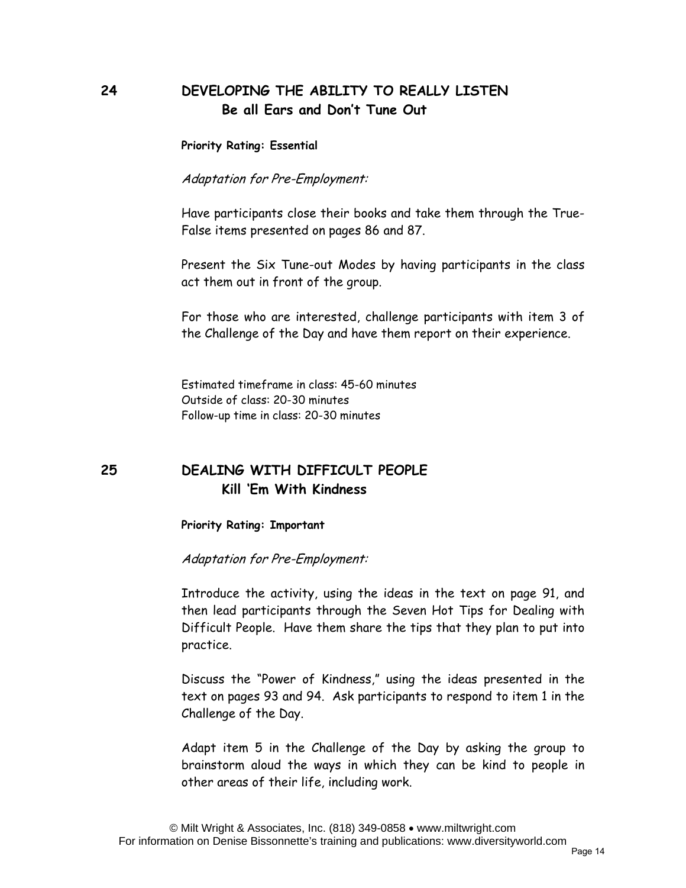## 24 DEVELOPING THE ABILITY TO REALLY LISTEN

### Be all Ears and Don't Tune Out

**Priority Rating: Essential**

*Adaptation for Pre-Employment:*

Have participants close their books and take them through the True-False items presented on pages 86 and 87.

Present the Six Tune-out Modes by having participants in the class act them out in front of the group.

For those who are interested, challenge participants with item 3 of the Challenge of the Day and have them report on their experience.

Estimated timeframe in class: 45-60 minutes
Outside of class: 20-30 minutes
Follow-up time in class: 20-30 minutes

## 25 DEALING WITH DIFFICULT PEOPLE

### Kill 'Em With Kindness

**Priority Rating: Important**

*Adaptation for Pre-Employment:*

Introduce the activity, using the ideas in the text on page 91, and then lead participants through the Seven Hot Tips for Dealing with Difficult People. Have them share the tips that they plan to put into practice.

Discuss the "Power of Kindness," using the ideas presented in the text on pages 93 and 94. Ask participants to respond to item 1 in the Challenge of the Day.

Adapt item 5 in the Challenge of the Day by asking the group to brainstorm aloud the ways in which they can be kind to people in other areas of their life, including work.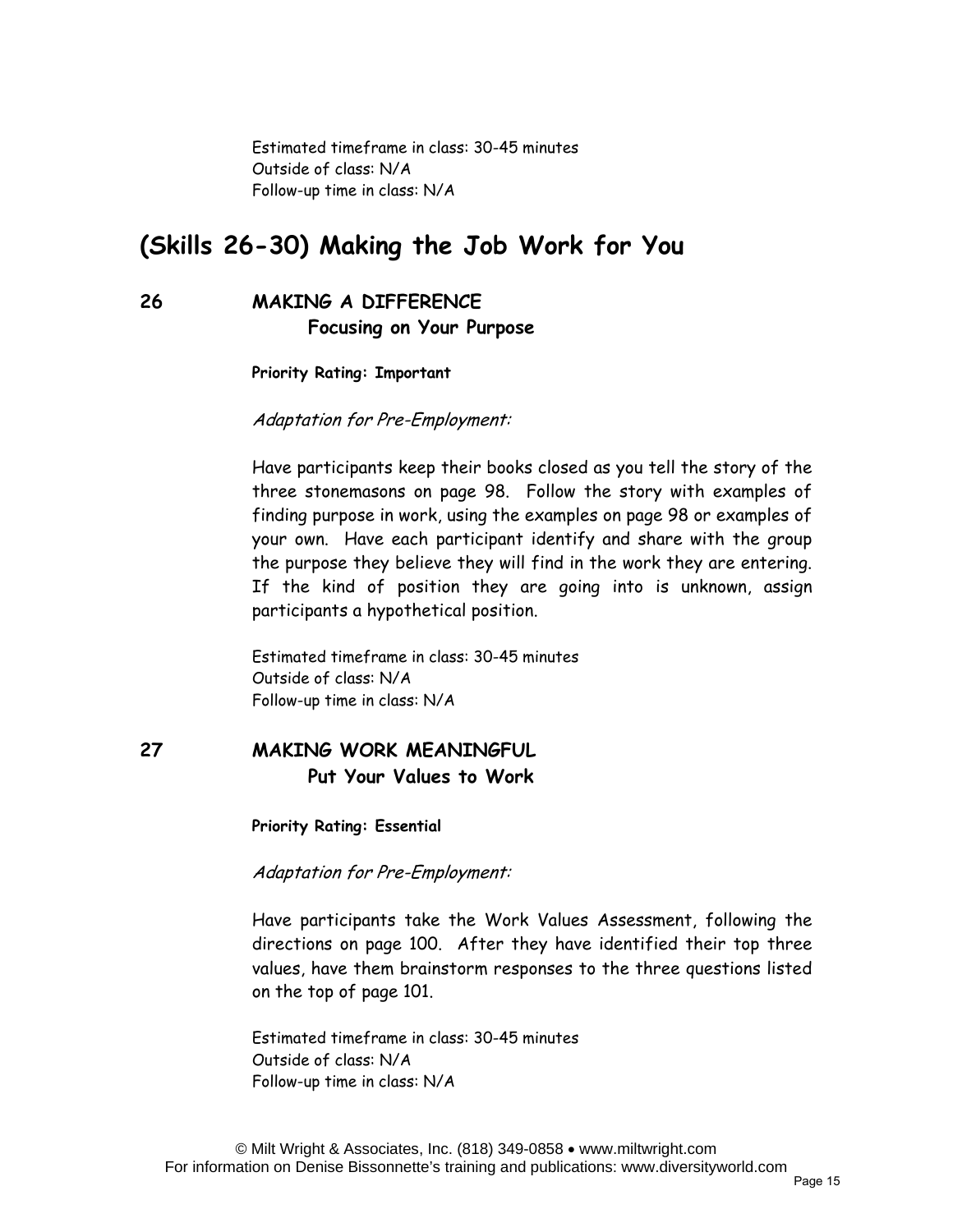Estimated timeframe in class: 30-45 minutes
Outside of class: N/A
Follow-up time in class: N/A

## (Skills 26-30) Making the Job Work for You

### 26 MAKING A DIFFERENCE
### Focusing on Your Purpose

**Priority Rating: Important**

*Adaptation for Pre-Employment:*

Have participants keep their books closed as you tell the story of the three stonemasons on page 98. Follow the story with examples of finding purpose in work, using the examples on page 98 or examples of your own. Have each participant identify and share with the group the purpose they believe they will find in the work they are entering. If the kind of position they are going into is unknown, assign participants a hypothetical position.

Estimated timeframe in class: 30-45 minutes
Outside of class: N/A
Follow-up time in class: N/A

### 27 MAKING WORK MEANINGFUL
### Put Your Values to Work

**Priority Rating: Essential**

*Adaptation for Pre-Employment:*

Have participants take the Work Values Assessment, following the directions on page 100. After they have identified their top three values, have them brainstorm responses to the three questions listed on the top of page 101.

Estimated timeframe in class: 30-45 minutes
Outside of class: N/A
Follow-up time in class: N/A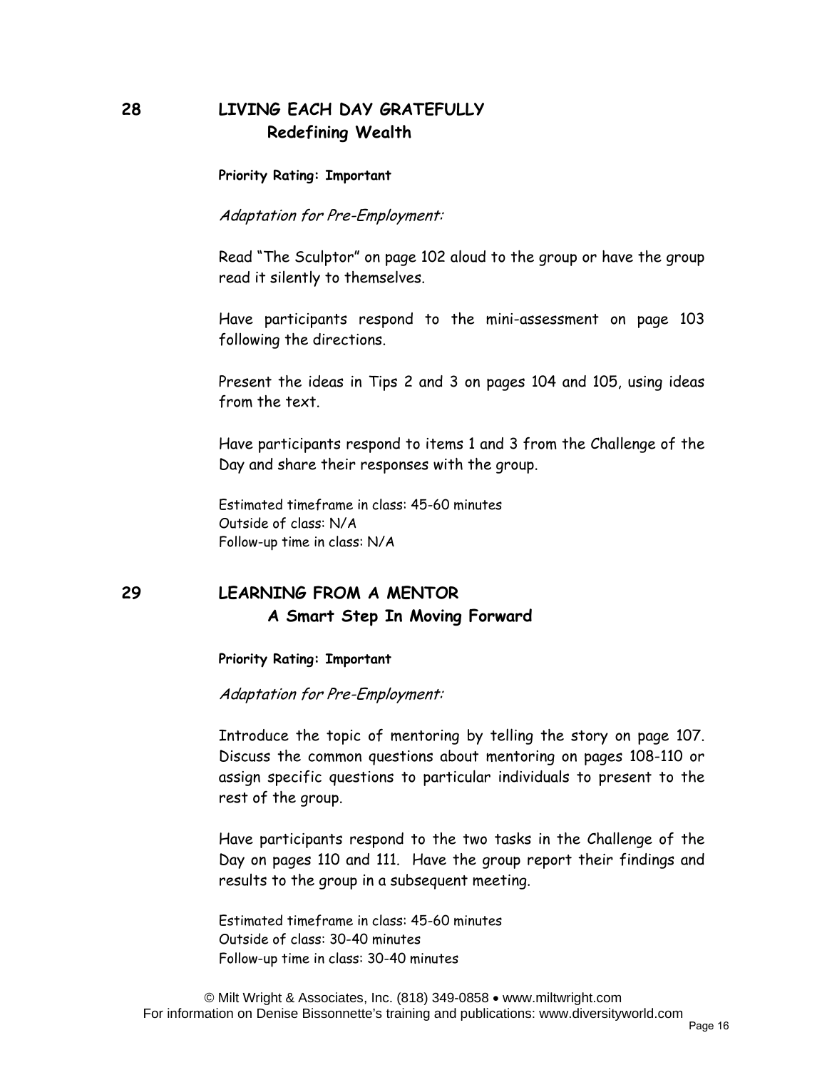## 28 LIVING EACH DAY GRATEFULLY

### Redefining Wealth

**Priority Rating: Important**

*Adaptation for Pre-Employment:*

Read "The Sculptor" on page 102 aloud to the group or have the group read it silently to themselves.

Have participants respond to the mini-assessment on page 103 following the directions.

Present the ideas in Tips 2 and 3 on pages 104 and 105, using ideas from the text.

Have participants respond to items 1 and 3 from the Challenge of the Day and share their responses with the group.

Estimated timeframe in class: 45-60 minutes
Outside of class: N/A
Follow-up time in class: N/A

## 29 LEARNING FROM A MENTOR

### A Smart Step In Moving Forward

**Priority Rating: Important**

*Adaptation for Pre-Employment:*

Introduce the topic of mentoring by telling the story on page 107. Discuss the common questions about mentoring on pages 108-110 or assign specific questions to particular individuals to present to the rest of the group.

Have participants respond to the two tasks in the Challenge of the Day on pages 110 and 111. Have the group report their findings and results to the group in a subsequent meeting.

Estimated timeframe in class: 45-60 minutes
Outside of class: 30-40 minutes
Follow-up time in class: 30-40 minutes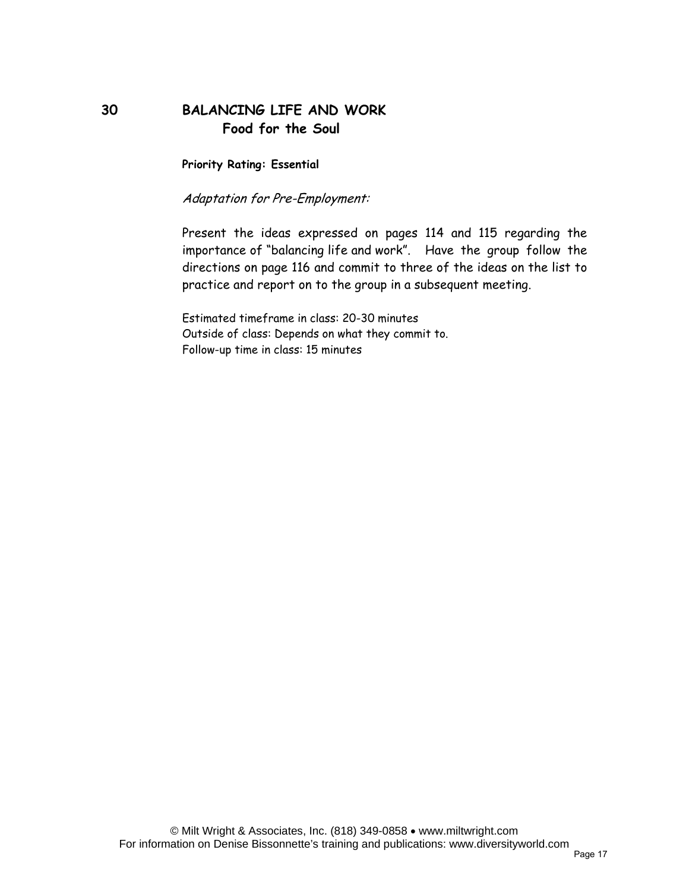## 30 BALANCING LIFE AND WORK
### Food for the Soul

**Priority Rating: Essential**

*Adaptation for Pre-Employment:*

Present the ideas expressed on pages 114 and 115 regarding the importance of "balancing life and work". Have the group follow the directions on page 116 and commit to three of the ideas on the list to practice and report on to the group in a subsequent meeting.

Estimated timeframe in class: 20-30 minutes
Outside of class: Depends on what they commit to.
Follow-up time in class: 15 minutes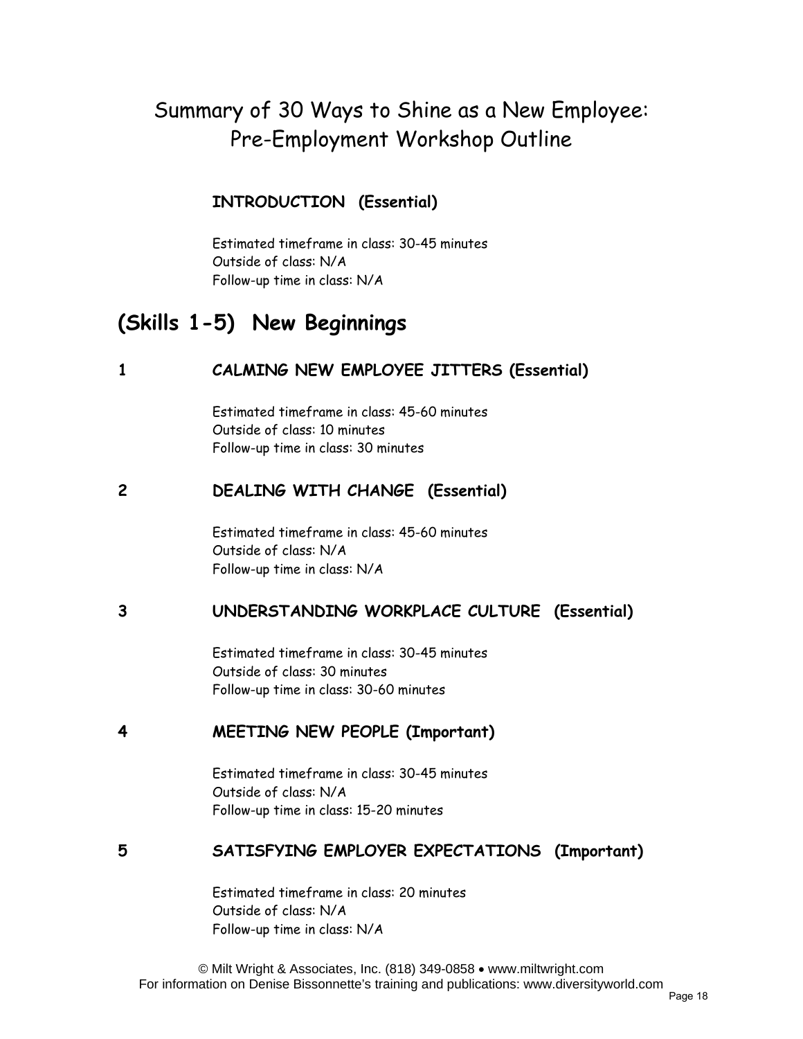# Summary of 30 Ways to Shine as a New Employee: Pre-Employment Workshop Outline

### INTRODUCTION (Essential)

Estimated timeframe in class: 30-45 minutes
Outside of class: N/A
Follow-up time in class: N/A

## (Skills 1-5) New Beginnings

### 1 CALMING NEW EMPLOYEE JITTERS (Essential)

Estimated timeframe in class: 45-60 minutes
Outside of class: 10 minutes
Follow-up time in class: 30 minutes

### 2 DEALING WITH CHANGE (Essential)

Estimated timeframe in class: 45-60 minutes
Outside of class: N/A
Follow-up time in class: N/A

### 3 UNDERSTANDING WORKPLACE CULTURE (Essential)

Estimated timeframe in class: 30-45 minutes
Outside of class: 30 minutes
Follow-up time in class: 30-60 minutes

### 4 MEETING NEW PEOPLE (Important)

Estimated timeframe in class: 30-45 minutes
Outside of class: N/A
Follow-up time in class: 15-20 minutes

### 5 SATISFYING EMPLOYER EXPECTATIONS (Important)

Estimated timeframe in class: 20 minutes
Outside of class: N/A
Follow-up time in class: N/A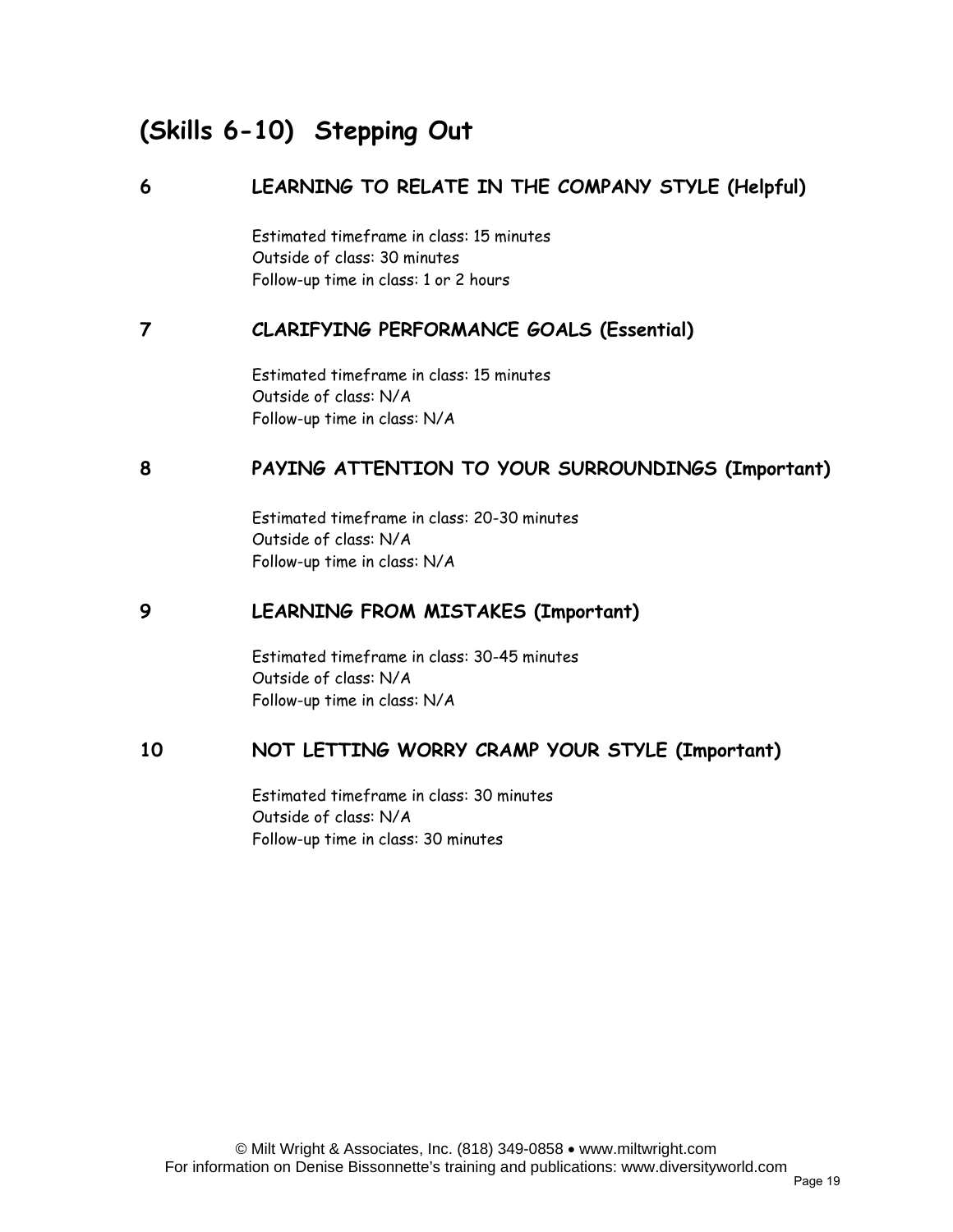# (Skills 6-10) Stepping Out

## 6 LEARNING TO RELATE IN THE COMPANY STYLE (Helpful)

Estimated timeframe in class: 15 minutes
Outside of class: 30 minutes
Follow-up time in class: 1 or 2 hours

## 7 CLARIFYING PERFORMANCE GOALS (Essential)

Estimated timeframe in class: 15 minutes
Outside of class: N/A
Follow-up time in class: N/A

## 8 PAYING ATTENTION TO YOUR SURROUNDINGS (Important)

Estimated timeframe in class: 20-30 minutes
Outside of class: N/A
Follow-up time in class: N/A

## 9 LEARNING FROM MISTAKES (Important)

Estimated timeframe in class: 30-45 minutes
Outside of class: N/A
Follow-up time in class: N/A

## 10 NOT LETTING WORRY CRAMP YOUR STYLE (Important)

Estimated timeframe in class: 30 minutes
Outside of class: N/A
Follow-up time in class: 30 minutes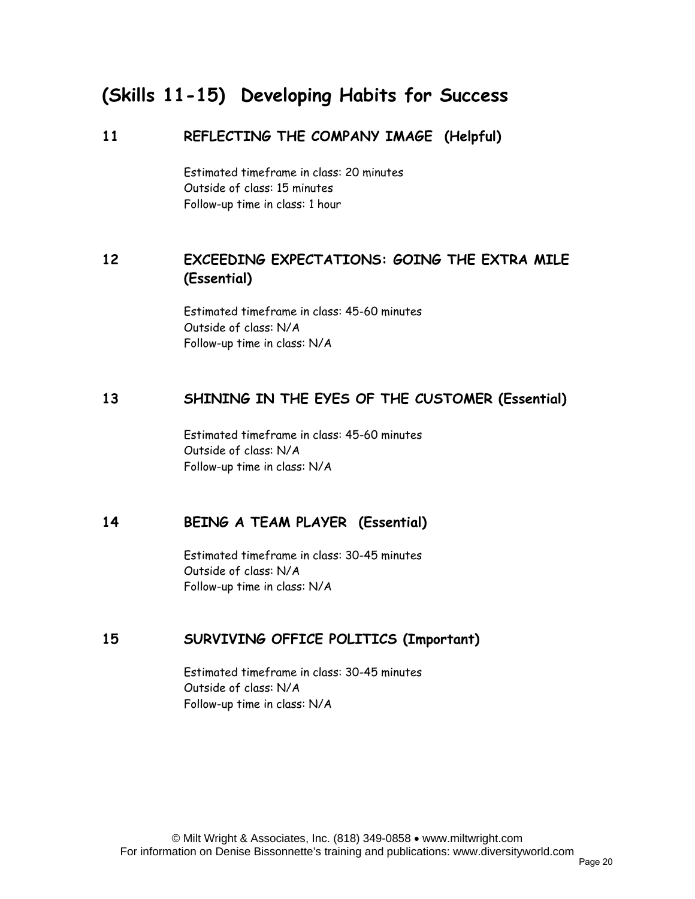## (Skills 11-15) Developing Habits for Success

### 11 REFLECTING THE COMPANY IMAGE (Helpful)

Estimated timeframe in class: 20 minutes
Outside of class: 15 minutes
Follow-up time in class: 1 hour

### 12 EXCEEDING EXPECTATIONS: GOING THE EXTRA MILE (Essential)

Estimated timeframe in class: 45-60 minutes
Outside of class: N/A
Follow-up time in class: N/A

### 13 SHINING IN THE EYES OF THE CUSTOMER (Essential)

Estimated timeframe in class: 45-60 minutes
Outside of class: N/A
Follow-up time in class: N/A

### 14 BEING A TEAM PLAYER (Essential)

Estimated timeframe in class: 30-45 minutes
Outside of class: N/A
Follow-up time in class: N/A

### 15 SURVIVING OFFICE POLITICS (Important)

Estimated timeframe in class: 30-45 minutes
Outside of class: N/A
Follow-up time in class: N/A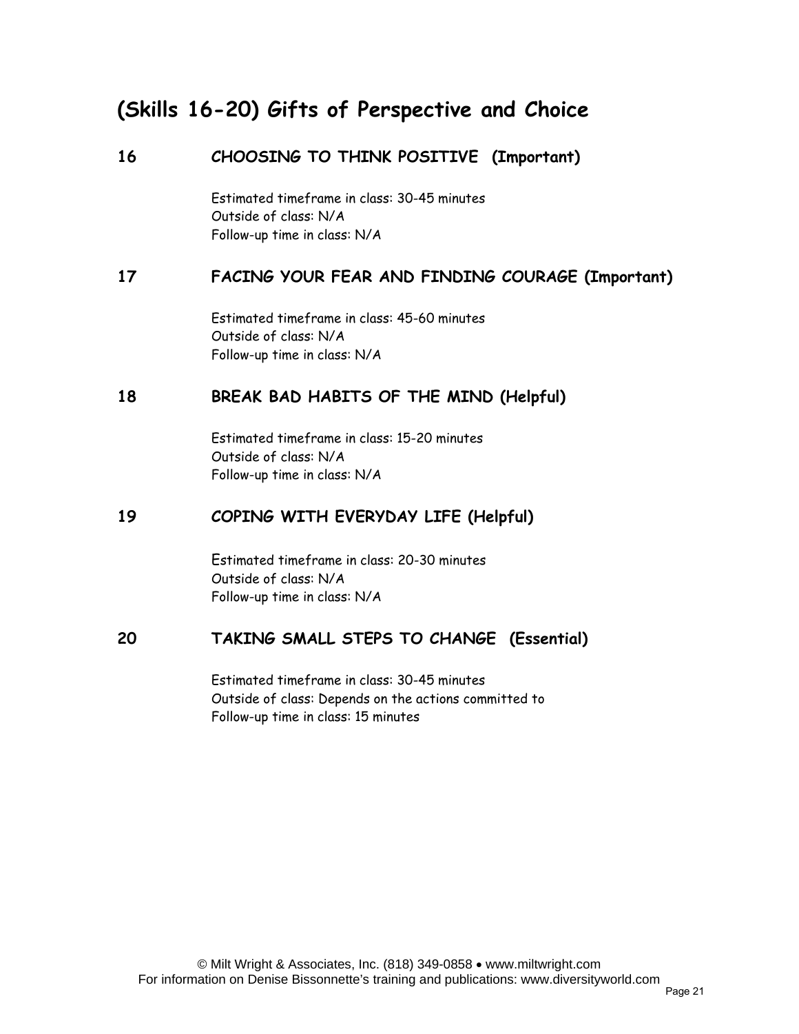# (Skills 16-20) Gifts of Perspective and Choice

## 16 CHOOSING TO THINK POSITIVE (Important)

Estimated timeframe in class: 30-45 minutes
Outside of class: N/A
Follow-up time in class: N/A

## 17 FACING YOUR FEAR AND FINDING COURAGE (Important)

Estimated timeframe in class: 45-60 minutes
Outside of class: N/A
Follow-up time in class: N/A

## 18 BREAK BAD HABITS OF THE MIND (Helpful)

Estimated timeframe in class: 15-20 minutes
Outside of class: N/A
Follow-up time in class: N/A

## 19 COPING WITH EVERYDAY LIFE (Helpful)

Estimated timeframe in class: 20-30 minutes
Outside of class: N/A
Follow-up time in class: N/A

## 20 TAKING SMALL STEPS TO CHANGE (Essential)

Estimated timeframe in class: 30-45 minutes
Outside of class: Depends on the actions committed to
Follow-up time in class: 15 minutes

© Milt Wright & Associates, Inc. (818) 349-0858 • www.miltwright.com
For information on Denise Bissonnette's training and publications: www.diversityworld.com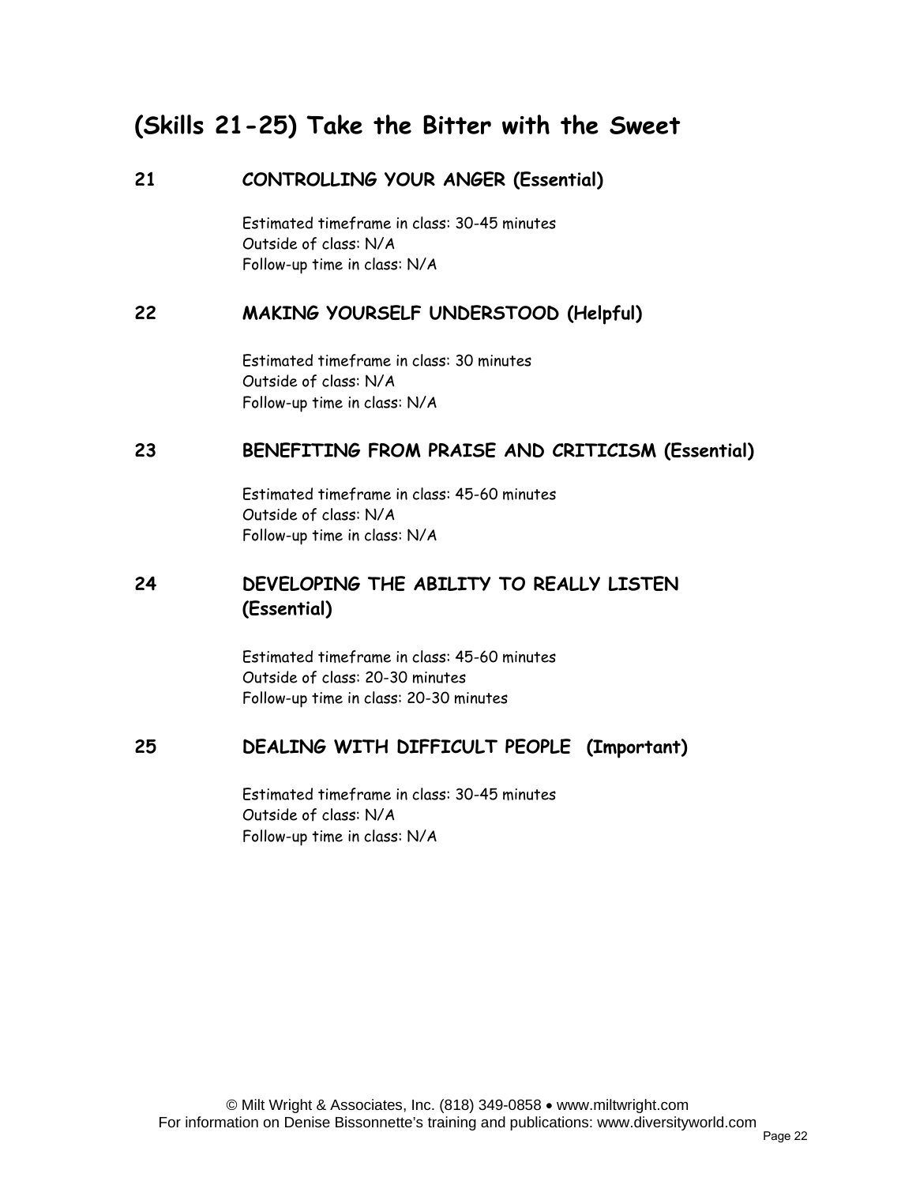## (Skills 21-25) Take the Bitter with the Sweet

### 21 CONTROLLING YOUR ANGER (Essential)

Estimated timeframe in class: 30-45 minutes
Outside of class: N/A
Follow-up time in class: N/A

### 22 MAKING YOURSELF UNDERSTOOD (Helpful)

Estimated timeframe in class: 30 minutes
Outside of class: N/A
Follow-up time in class: N/A

### 23 BENEFITING FROM PRAISE AND CRITICISM (Essential)

Estimated timeframe in class: 45-60 minutes
Outside of class: N/A
Follow-up time in class: N/A

### 24 DEVELOPING THE ABILITY TO REALLY LISTEN (Essential)

Estimated timeframe in class: 45-60 minutes
Outside of class: 20-30 minutes
Follow-up time in class: 20-30 minutes

### 25 DEALING WITH DIFFICULT PEOPLE (Important)

Estimated timeframe in class: 30-45 minutes
Outside of class: N/A
Follow-up time in class: N/A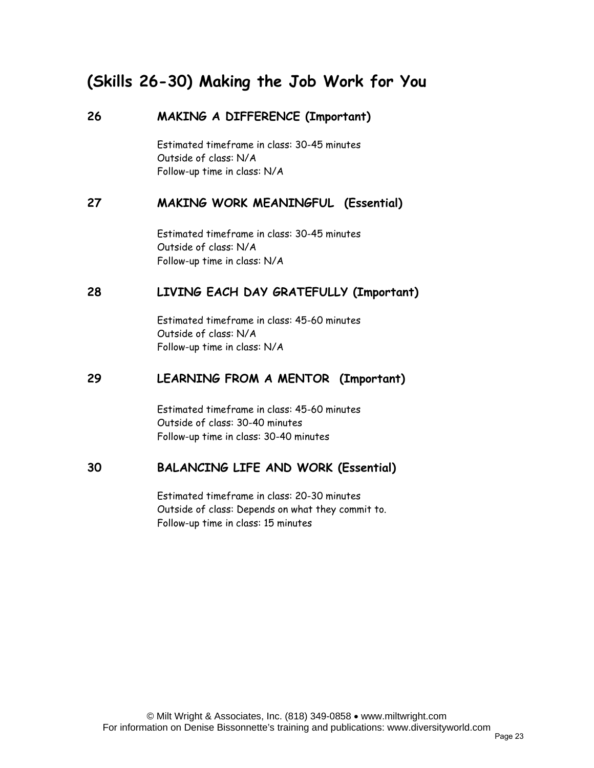# (Skills 26-30) Making the Job Work for You

## 26 MAKING A DIFFERENCE (Important)

Estimated timeframe in class: 30-45 minutes
Outside of class: N/A
Follow-up time in class: N/A

## 27 MAKING WORK MEANINGFUL (Essential)

Estimated timeframe in class: 30-45 minutes
Outside of class: N/A
Follow-up time in class: N/A

## 28 LIVING EACH DAY GRATEFULLY (Important)

Estimated timeframe in class: 45-60 minutes
Outside of class: N/A
Follow-up time in class: N/A

## 29 LEARNING FROM A MENTOR (Important)

Estimated timeframe in class: 45-60 minutes
Outside of class: 30-40 minutes
Follow-up time in class: 30-40 minutes

## 30 BALANCING LIFE AND WORK (Essential)

Estimated timeframe in class: 20-30 minutes
Outside of class: Depends on what they commit to.
Follow-up time in class: 15 minutes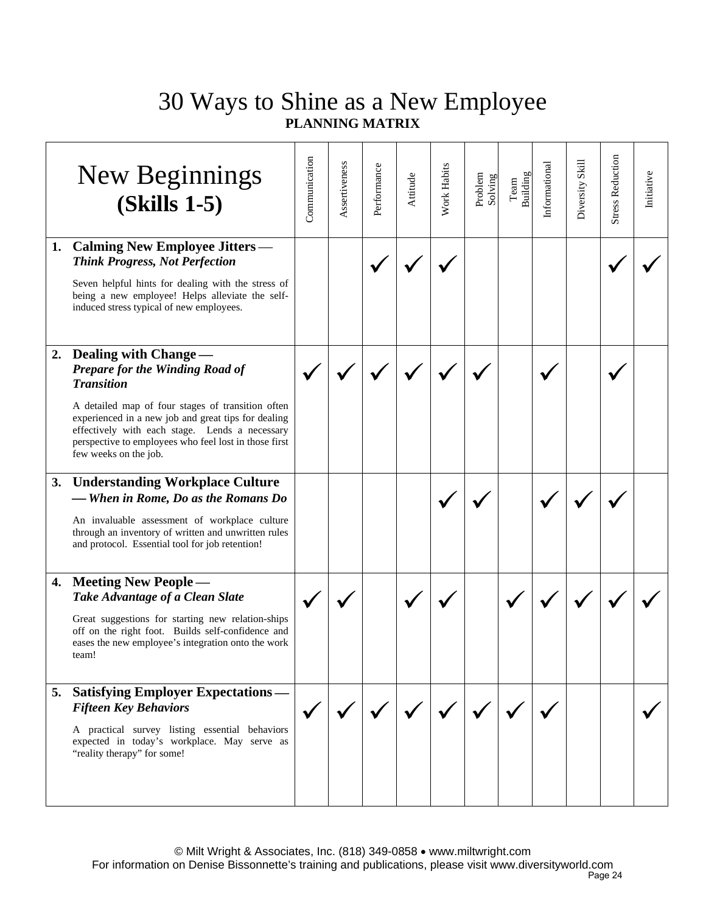# 30 Ways to Shine as a New Employee

**PLANNING MATRIX**

| New Beginnings **(Skills 1-5)** | Communication | Assertiveness | Performance | Attitude | Work Habits | Problem Solving | Team Building | Informational | Diversity Skill | Stress Reduction | Initiative |
|---|---|---|---|---|---|---|---|---|---|---|---|
| **1. Calming New Employee Jitters —** ***Think Progress, Not Perfection*** Seven helpful hints for dealing with the stress of being a new employee! Helps alleviate the self-induced stress typical of new employees. | | | ✓ | ✓ | ✓ | | | | | ✓ | ✓ |
| **2. Dealing with Change —** ***Prepare for the Winding Road of Transition*** A detailed map of four stages of transition often experienced in a new job and great tips for dealing effectively with each stage. Lends a necessary perspective to employees who feel lost in those first few weeks on the job. | ✓ | ✓ | ✓ | ✓ | ✓ | ✓ | | ✓ | | ✓ | |
| **3. Understanding Workplace Culture —** ***When in Rome, Do as the Romans Do*** An invaluable assessment of workplace culture through an inventory of written and unwritten rules and protocol. Essential tool for job retention! | | | | | ✓ | ✓ | | ✓ | ✓ | ✓ | |
| **4. Meeting New People —** ***Take Advantage of a Clean Slate*** Great suggestions for starting new relation-ships off on the right foot. Builds self-confidence and eases the new employee's integration onto the work team! | ✓ | ✓ | | ✓ | ✓ | | ✓ | ✓ | ✓ | ✓ | ✓ |
| **5. Satisfying Employer Expectations —** ***Fifteen Key Behaviors*** A practical survey listing essential behaviors expected in today's workplace. May serve as "reality therapy" for some! | ✓ | ✓ | ✓ | ✓ | ✓ | ✓ | ✓ | ✓ | | | ✓ |

© Milt Wright & Associates, Inc. (818) 349-0858 • www.miltwright.com
For information on Denise Bissonnette's training and publications, please visit www.diversityworld.com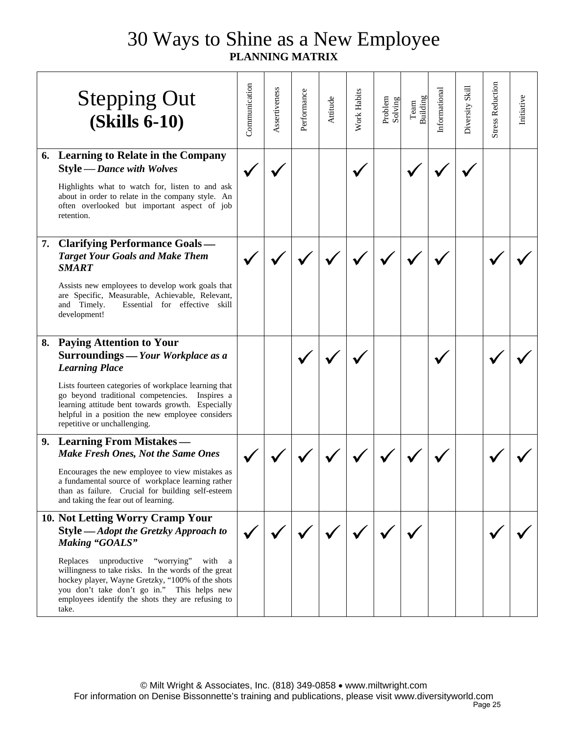# 30 Ways to Shine as a New Employee

**PLANNING MATRIX**

| Stepping Out **(Skills 6-10)** | Communication | Assertiveness | Performance | Attitude | Work Habits | Problem Solving | Team Building | Informational | Diversity Skill | Stress Reduction | Initiative |
|---|---|---|---|---|---|---|---|---|---|---|---|
| **6. Learning to Relate in the Company Style — *Dance with Wolves***<br><br>Highlights what to watch for, listen to and ask about in order to relate in the company style. An often overlooked but important aspect of job retention. | ✓ | ✓ | | | ✓ | | ✓ | ✓ | ✓ | | |
| **7. Clarifying Performance Goals — *Target Your Goals and Make Them SMART***<br><br>Assists new employees to develop work goals that are Specific, Measurable, Achievable, Relevant, and Timely. Essential for effective skill development! | ✓ | ✓ | ✓ | ✓ | ✓ | ✓ | ✓ | ✓ | | ✓ | ✓ |
| **8. Paying Attention to Your Surroundings — *Your Workplace as a Learning Place***<br><br>Lists fourteen categories of workplace learning that go beyond traditional competencies. Inspires a learning attitude bent towards growth. Especially helpful in a position the new employee considers repetitive or unchallenging. | | | ✓ | ✓ | ✓ | | | ✓ | | ✓ | ✓ |
| **9. Learning From Mistakes — *Make Fresh Ones, Not the Same Ones***<br><br>Encourages the new employee to view mistakes as a fundamental source of workplace learning rather than as failure. Crucial for building self-esteem and taking the fear out of learning. | ✓ | ✓ | ✓ | ✓ | ✓ | ✓ | ✓ | ✓ | | ✓ | ✓ |
| **10. Not Letting Worry Cramp Your Style — *Adopt the Gretzky Approach to Making "GOALS"***<br><br>Replaces unproductive "worrying" with a willingness to take risks. In the words of the great hockey player, Wayne Gretzky, "100% of the shots you don't take don't go in." This helps new employees identify the shots they are refusing to take. | ✓ | ✓ | ✓ | ✓ | ✓ | ✓ | ✓ | | | ✓ | ✓ |

© Milt Wright & Associates, Inc. (818) 349-0858 • www.miltwright.com
For information on Denise Bissonnette's training and publications, please visit www.diversityworld.com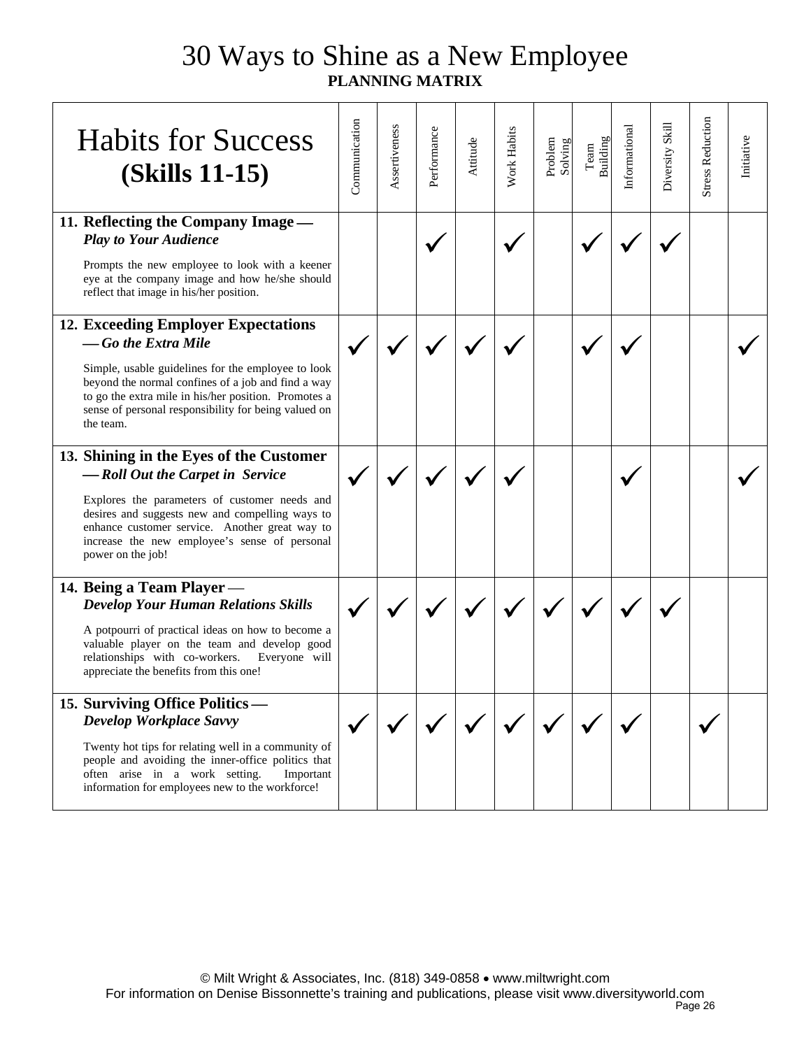# 30 Ways to Shine as a New Employee

**PLANNING MATRIX**

| Habits for Success (Skills 11-15) | Communication | Assertiveness | Performance | Attitude | Work Habits | Problem Solving | Team Building | Informational | Diversity Skill | Stress Reduction | Initiative |
|---|---|---|---|---|---|---|---|---|---|---|---|
| **11. Reflecting the Company Image — *Play to Your Audience*** Prompts the new employee to look with a keener eye at the company image and how he/she should reflect that image in his/her position. | | | ✓ | | ✓ | | ✓ | ✓ | ✓ | | |
| **12. Exceeding Employer Expectations — *Go the Extra Mile*** Simple, usable guidelines for the employee to look beyond the normal confines of a job and find a way to go the extra mile in his/her position. Promotes a sense of personal responsibility for being valued on the team. | ✓ | ✓ | ✓ | ✓ | ✓ | | ✓ | ✓ | | | ✓ |
| **13. Shining in the Eyes of the Customer — *Roll Out the Carpet in Service*** Explores the parameters of customer needs and desires and suggests new and compelling ways to enhance customer service. Another great way to increase the new employee's sense of personal power on the job! | ✓ | ✓ | ✓ | ✓ | ✓ | | | ✓ | | | ✓ |
| **14. Being a Team Player — *Develop Your Human Relations Skills*** A potpourri of practical ideas on how to become a valuable player on the team and develop good relationships with co-workers. Everyone will appreciate the benefits from this one! | ✓ | ✓ | ✓ | ✓ | ✓ | ✓ | ✓ | ✓ | ✓ | | |
| **15. Surviving Office Politics — *Develop Workplace Savvy*** Twenty hot tips for relating well in a community of people and avoiding the inner-office politics that often arise in a work setting. Important information for employees new to the workforce! | ✓ | ✓ | ✓ | ✓ | ✓ | ✓ | ✓ | ✓ | | ✓ | |

© Milt Wright & Associates, Inc. (818) 349-0858 • www.miltwright.com
For information on Denise Bissonnette's training and publications, please visit www.diversityworld.com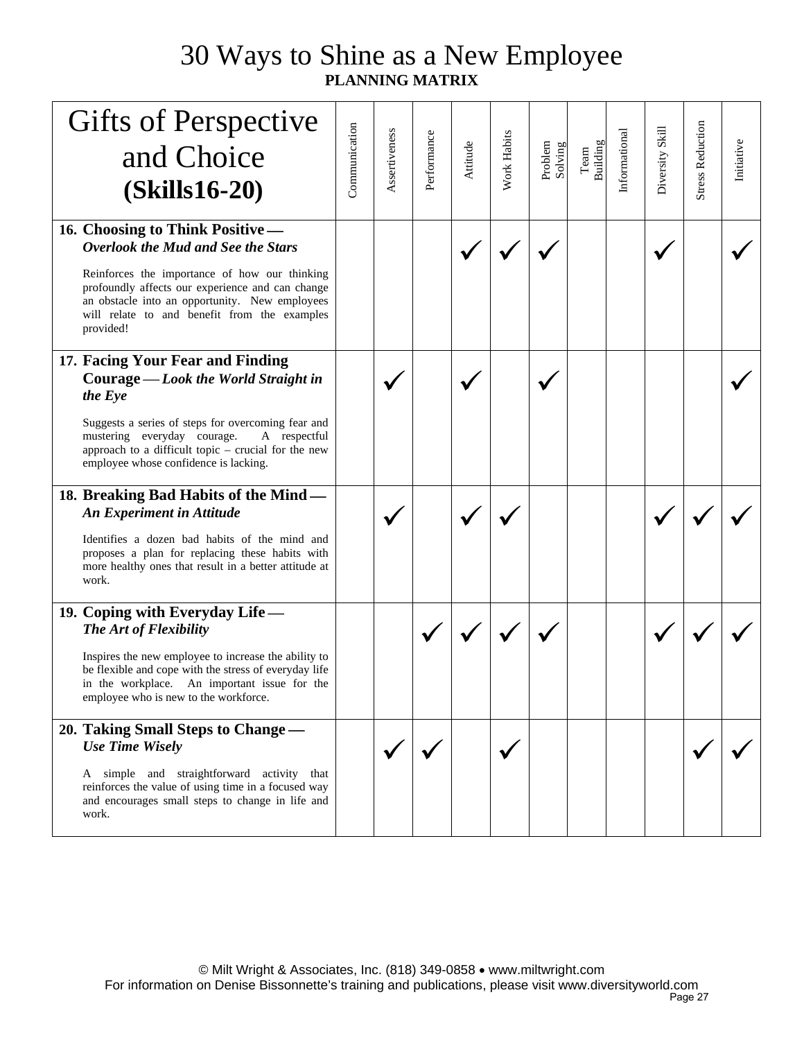# 30 Ways to Shine as a New Employee

**PLANNING MATRIX**

| Gifts of Perspective and Choice **(Skills16-20)** | Communication | Assertiveness | Performance | Attitude | Work Habits | Problem Solving | Team Building | Informational | Diversity Skill | Stress Reduction | Initiative |
|---|---|---|---|---|---|---|---|---|---|---|---|
| **16. Choosing to Think Positive — *Overlook the Mud and See the Stars*** <br><br> Reinforces the importance of how our thinking profoundly affects our experience and can change an obstacle into an opportunity. New employees will relate to and benefit from the examples provided! | | | | ✓ | ✓ | ✓ | | | ✓ | | ✓ |
| **17. Facing Your Fear and Finding Courage — *Look the World Straight in the Eye*** <br><br> Suggests a series of steps for overcoming fear and mustering everyday courage. A respectful approach to a difficult topic – crucial for the new employee whose confidence is lacking. | | ✓ | | ✓ | | ✓ | | | | | ✓ |
| **18. Breaking Bad Habits of the Mind — *An Experiment in Attitude*** <br><br> Identifies a dozen bad habits of the mind and proposes a plan for replacing these habits with more healthy ones that result in a better attitude at work. | | ✓ | | ✓ | ✓ | | | | ✓ | ✓ | ✓ |
| **19. Coping with Everyday Life — *The Art of Flexibility*** <br><br> Inspires the new employee to increase the ability to be flexible and cope with the stress of everyday life in the workplace. An important issue for the employee who is new to the workforce. | | | ✓ | ✓ | ✓ | ✓ | | | ✓ | ✓ | ✓ |
| **20. Taking Small Steps to Change — *Use Time Wisely*** <br><br> A simple and straightforward activity that reinforces the value of using time in a focused way and encourages small steps to change in life and work. | | ✓ | ✓ | | ✓ | | | | | ✓ | ✓ |

© Milt Wright & Associates, Inc. (818) 349-0858 • www.miltwright.com
For information on Denise Bissonnette's training and publications, please visit www.diversityworld.com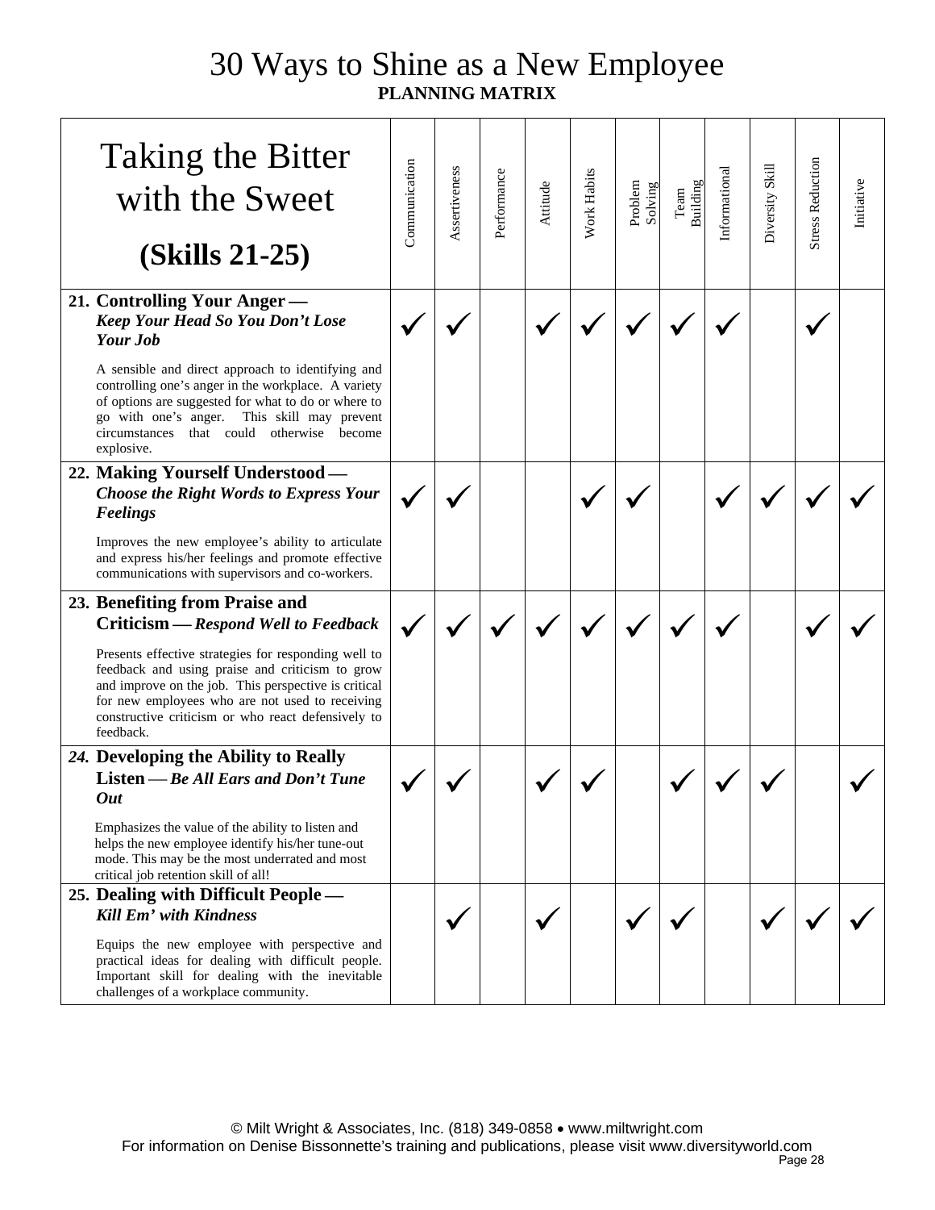# 30 Ways to Shine as a New Employee

**PLANNING MATRIX**

| Taking the Bitter with the Sweet (Skills 21-25) | Communication | Assertiveness | Performance | Attitude | Work Habits | Problem Solving | Team Building | Informational | Diversity Skill | Stress Reduction | Initiative |
|---|---|---|---|---|---|---|---|---|---|---|---|
| **21. Controlling Your Anger —** ***Keep Your Head So You Don't Lose Your Job*** A sensible and direct approach to identifying and controlling one's anger in the workplace. A variety of options are suggested for what to do or where to go with one's anger. This skill may prevent circumstances that could otherwise become explosive. | ✓ | ✓ | | ✓ | ✓ | ✓ | ✓ | ✓ | | ✓ | |
| **22. Making Yourself Understood —** ***Choose the Right Words to Express Your Feelings*** Improves the new employee's ability to articulate and express his/her feelings and promote effective communications with supervisors and co-workers. | ✓ | ✓ | | | ✓ | ✓ | | ✓ | ✓ | ✓ | ✓ |
| **23. Benefiting from Praise and Criticism —** ***Respond Well to Feedback*** Presents effective strategies for responding well to feedback and using praise and criticism to grow and improve on the job. This perspective is critical for new employees who are not used to receiving constructive criticism or who react defensively to feedback. | ✓ | ✓ | ✓ | ✓ | ✓ | ✓ | ✓ | ✓ | | ✓ | ✓ |
| ***24.*** **Developing the Ability to Really Listen —** ***Be All Ears and Don't Tune Out*** Emphasizes the value of the ability to listen and helps the new employee identify his/her tune-out mode. This may be the most underrated and most critical job retention skill of all! | ✓ | ✓ | | ✓ | ✓ | | ✓ | ✓ | ✓ | | ✓ |
| **25. Dealing with Difficult People —** ***Kill Em' with Kindness*** Equips the new employee with perspective and practical ideas for dealing with difficult people. Important skill for dealing with the inevitable challenges of a workplace community. | | ✓ | | ✓ | | ✓ | ✓ | | ✓ | ✓ | ✓ |

© Milt Wright & Associates, Inc. (818) 349-0858 • www.miltwright.com
For information on Denise Bissonnette's training and publications, please visit www.diversityworld.com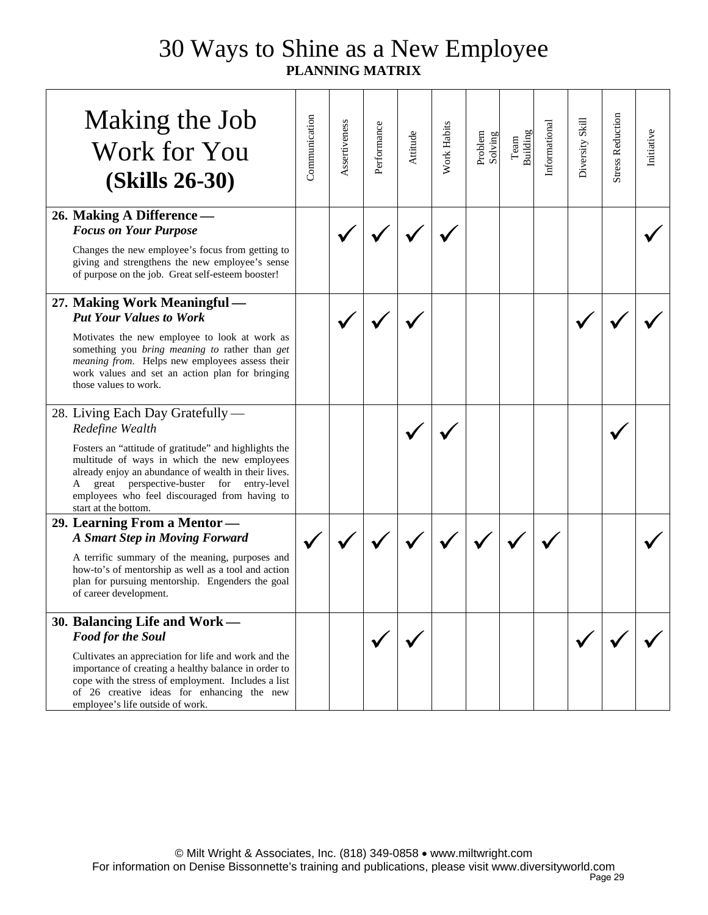# 30 Ways to Shine as a New Employee

**PLANNING MATRIX**

| Making the Job Work for You **(Skills 26-30)** | Communication | Assertiveness | Performance | Attitude | Work Habits | Problem Solving | Team Building | Informational | Diversity Skill | Stress Reduction | Initiative |
|---|---|---|---|---|---|---|---|---|---|---|---|
| **26. Making A Difference — *Focus on Your Purpose*** Changes the new employee's focus from getting to giving and strengthens the new employee's sense of purpose on the job. Great self-esteem booster! | | ✓ | ✓ | ✓ | ✓ | | | | | | ✓ |
| **27. Making Work Meaningful — *Put Your Values to Work*** Motivates the new employee to look at work as something you *bring meaning to* rather than *get meaning from*. Helps new employees assess their work values and set an action plan for bringing those values to work. | | ✓ | ✓ | ✓ | | | | | ✓ | ✓ | ✓ |
| 28. Living Each Day Gratefully — *Redefine Wealth* Fosters an "attitude of gratitude" and highlights the multitude of ways in which the new employees already enjoy an abundance of wealth in their lives. A great perspective-buster for entry-level employees who feel discouraged from having to start at the bottom. | | | | ✓ | ✓ | | | | | ✓ | |
| **29. Learning From a Mentor — *A Smart Step in Moving Forward*** A terrific summary of the meaning, purposes and how-to's of mentorship as well as a tool and action plan for pursuing mentorship. Engenders the goal of career development. | ✓ | ✓ | ✓ | ✓ | ✓ | ✓ | ✓ | ✓ | | | ✓ |
| **30. Balancing Life and Work — *Food for the Soul*** Cultivates an appreciation for life and work and the importance of creating a healthy balance in order to cope with the stress of employment. Includes a list of 26 creative ideas for enhancing the new employee's life outside of work. | | | ✓ | ✓ | | | | | ✓ | ✓ | ✓ |

© Milt Wright & Associates, Inc. (818) 349-0858 • www.miltwright.com
For information on Denise Bissonnette's training and publications, please visit www.diversityworld.com